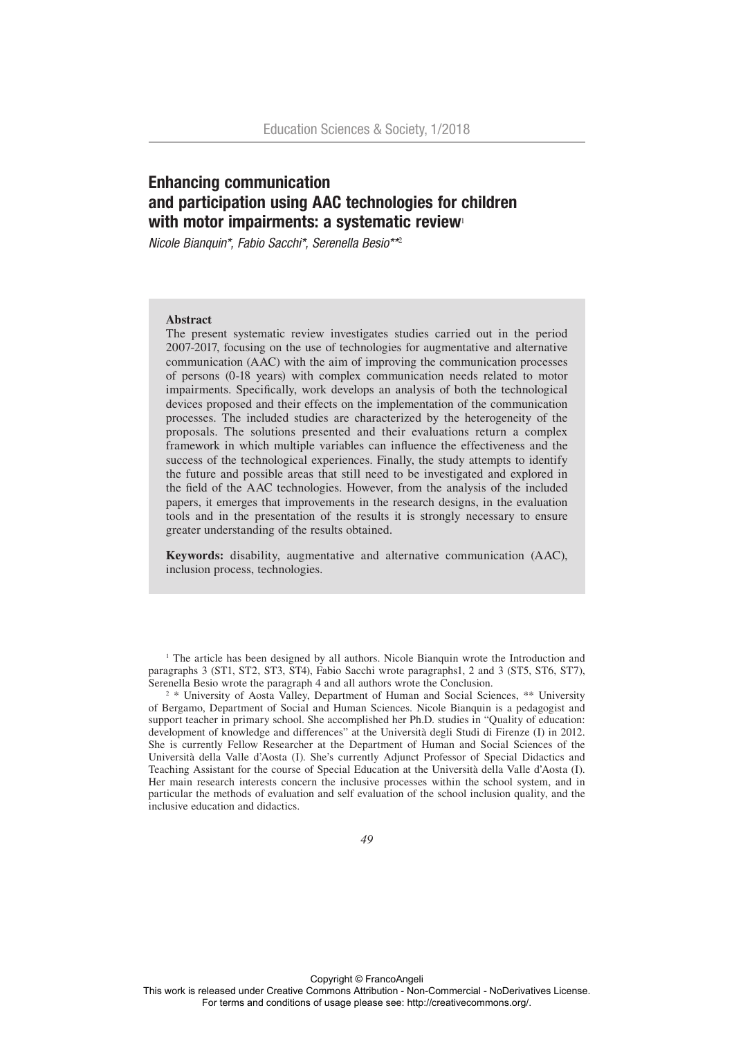# Enhancing communication and participation using AAC technologies for children with motor impairments: a systematic review[1]

*Nicole Bianquin\*, Fabio Sacchi\*, Serenella Besio\*\**[2]

**Abstract**

The present systematic review investigates studies carried out in the period 2007-2017, focusing on the use of technologies for augmentative and alternative communication (AAC) with the aim of improving the communication processes of persons (0-18 years) with complex communication needs related to motor impairments. Specifically, work develops an analysis of both the technological devices proposed and their effects on the implementation of the communication processes. The included studies are characterized by the heterogeneity of the proposals. The solutions presented and their evaluations return a complex framework in which multiple variables can influence the effectiveness and the success of the technological experiences. Finally, the study attempts to identify the future and possible areas that still need to be investigated and explored in the field of the AAC technologies. However, from the analysis of the included papers, it emerges that improvements in the research designs, in the evaluation tools and in the presentation of the results it is strongly necessary to ensure greater understanding of the results obtained.

**Keywords:** disability, augmentative and alternative communication (AAC), inclusion process, technologies.

[1] The article has been designed by all authors. Nicole Bianquin wrote the Introduction and paragraphs 3 (ST1, ST2, ST3, ST4), Fabio Sacchi wrote paragraphs1, 2 and 3 (ST5, ST6, ST7), Serenella Besio wrote the paragraph 4 and all authors wrote the Conclusion.

[2] \* University of Aosta Valley, Department of Human and Social Sciences, \*\* University of Bergamo, Department of Social and Human Sciences. Nicole Bianquin is a pedagogist and support teacher in primary school. She accomplished her Ph.D. studies in "Quality of education: development of knowledge and differences" at the Università degli Studi di Firenze (I) in 2012. She is currently Fellow Researcher at the Department of Human and Social Sciences of the Università della Valle d'Aosta (I). She's currently Adjunct Professor of Special Didactics and Teaching Assistant for the course of Special Education at the Università della Valle d'Aosta (I). Her main research interests concern the inclusive processes within the school system, and in particular the methods of evaluation and self evaluation of the school inclusion quality, and the inclusive education and didactics.

Copyright © FrancoAngeli
This work is released under Creative Commons Attribution - Non-Commercial - NoDerivatives License.
For terms and conditions of usage please see: http://creativecommons.org/.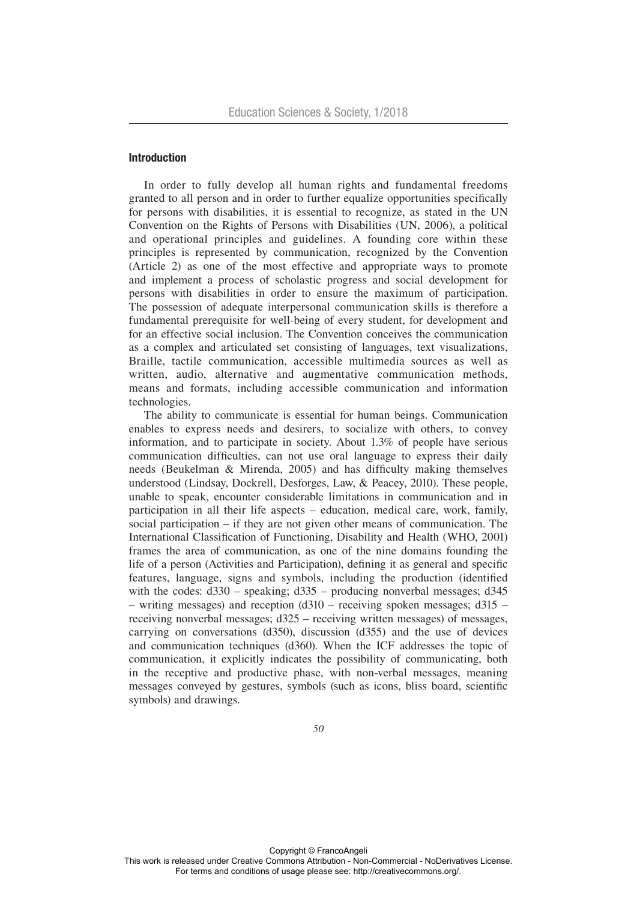## Introduction

In order to fully develop all human rights and fundamental freedoms granted to all person and in order to further equalize opportunities specifically for persons with disabilities, it is essential to recognize, as stated in the UN Convention on the Rights of Persons with Disabilities (UN, 2006), a political and operational principles and guidelines. A founding core within these principles is represented by communication, recognized by the Convention (Article 2) as one of the most effective and appropriate ways to promote and implement a process of scholastic progress and social development for persons with disabilities in order to ensure the maximum of participation. The possession of adequate interpersonal communication skills is therefore a fundamental prerequisite for well-being of every student, for development and for an effective social inclusion. The Convention conceives the communication as a complex and articulated set consisting of languages, text visualizations, Braille, tactile communication, accessible multimedia sources as well as written, audio, alternative and augmentative communication methods, means and formats, including accessible communication and information technologies.

The ability to communicate is essential for human beings. Communication enables to express needs and desirers, to socialize with others, to convey information, and to participate in society. About 1.3% of people have serious communication difficulties, can not use oral language to express their daily needs (Beukelman & Mirenda, 2005) and has difficulty making themselves understood (Lindsay, Dockrell, Desforges, Law, & Peacey, 2010). These people, unable to speak, encounter considerable limitations in communication and in participation in all their life aspects – education, medical care, work, family, social participation – if they are not given other means of communication. The International Classification of Functioning, Disability and Health (WHO, 2001) frames the area of communication, as one of the nine domains founding the life of a person (Activities and Participation), defining it as general and specific features, language, signs and symbols, including the production (identified with the codes: d330 – speaking; d335 – producing nonverbal messages; d345 – writing messages) and reception (d310 – receiving spoken messages; d315 – receiving nonverbal messages; d325 – receiving written messages) of messages, carrying on conversations (d350), discussion (d355) and the use of devices and communication techniques (d360). When the ICF addresses the topic of communication, it explicitly indicates the possibility of communicating, both in the receptive and productive phase, with non-verbal messages, meaning messages conveyed by gestures, symbols (such as icons, bliss board, scientific symbols) and drawings.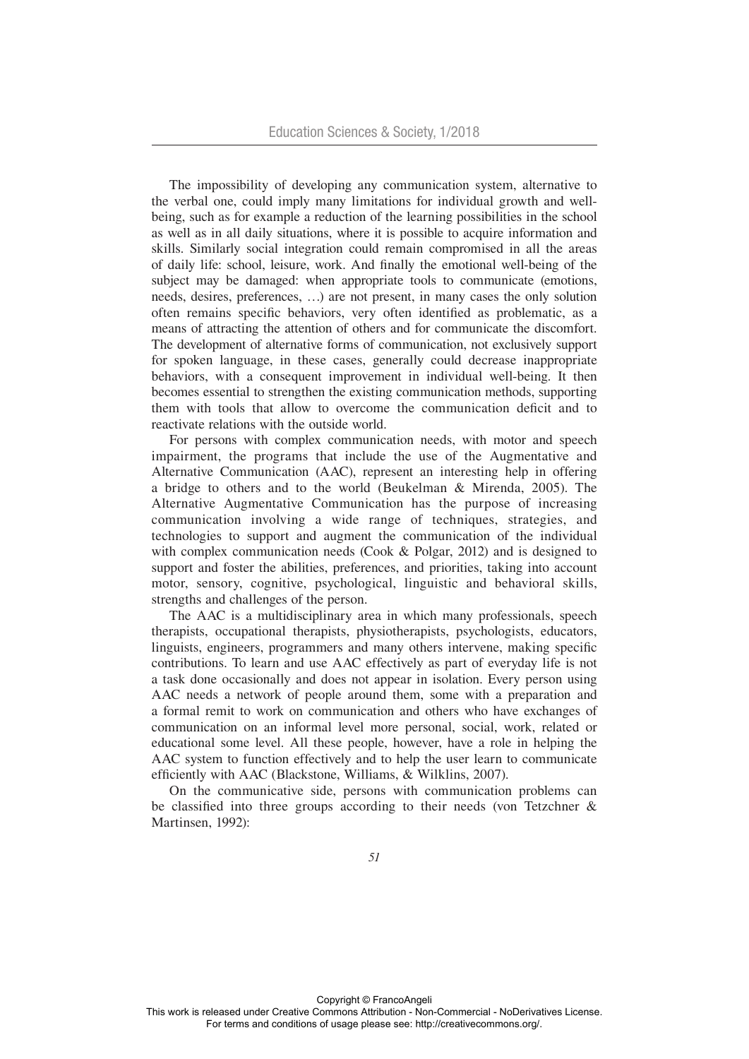The impossibility of developing any communication system, alternative to the verbal one, could imply many limitations for individual growth and well-being, such as for example a reduction of the learning possibilities in the school as well as in all daily situations, where it is possible to acquire information and skills. Similarly social integration could remain compromised in all the areas of daily life: school, leisure, work. And finally the emotional well-being of the subject may be damaged: when appropriate tools to communicate (emotions, needs, desires, preferences, …) are not present, in many cases the only solution often remains specific behaviors, very often identified as problematic, as a means of attracting the attention of others and for communicate the discomfort. The development of alternative forms of communication, not exclusively support for spoken language, in these cases, generally could decrease inappropriate behaviors, with a consequent improvement in individual well-being. It then becomes essential to strengthen the existing communication methods, supporting them with tools that allow to overcome the communication deficit and to reactivate relations with the outside world.

For persons with complex communication needs, with motor and speech impairment, the programs that include the use of the Augmentative and Alternative Communication (AAC), represent an interesting help in offering a bridge to others and to the world (Beukelman & Mirenda, 2005). The Alternative Augmentative Communication has the purpose of increasing communication involving a wide range of techniques, strategies, and technologies to support and augment the communication of the individual with complex communication needs (Cook & Polgar, 2012) and is designed to support and foster the abilities, preferences, and priorities, taking into account motor, sensory, cognitive, psychological, linguistic and behavioral skills, strengths and challenges of the person.

The AAC is a multidisciplinary area in which many professionals, speech therapists, occupational therapists, physiotherapists, psychologists, educators, linguists, engineers, programmers and many others intervene, making specific contributions. To learn and use AAC effectively as part of everyday life is not a task done occasionally and does not appear in isolation. Every person using AAC needs a network of people around them, some with a preparation and a formal remit to work on communication and others who have exchanges of communication on an informal level more personal, social, work, related or educational some level. All these people, however, have a role in helping the AAC system to function effectively and to help the user learn to communicate efficiently with AAC (Blackstone, Williams, & Wilklins, 2007).

On the communicative side, persons with communication problems can be classified into three groups according to their needs (von Tetzchner & Martinsen, 1992):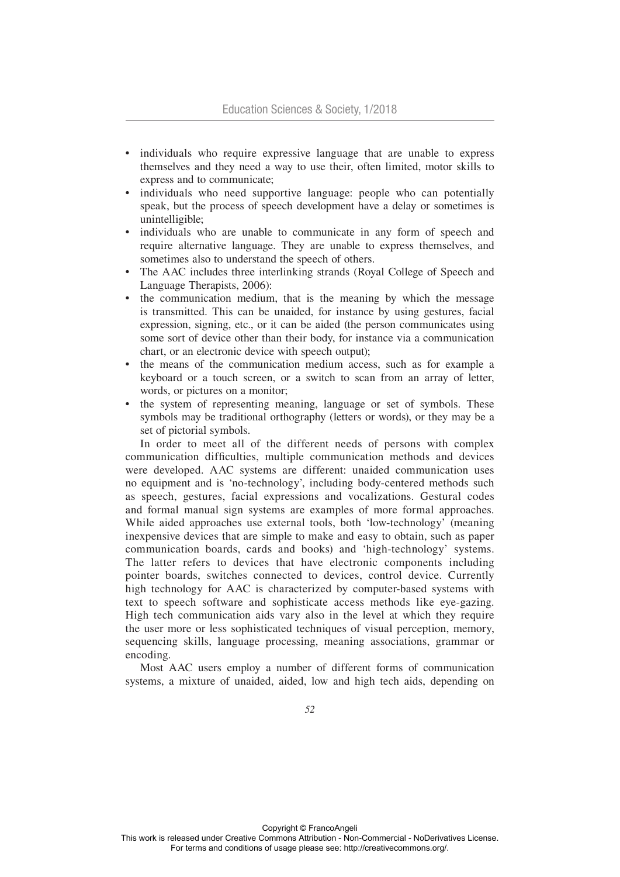- individuals who require expressive language that are unable to express themselves and they need a way to use their, often limited, motor skills to express and to communicate;
- individuals who need supportive language: people who can potentially speak, but the process of speech development have a delay or sometimes is unintelligible;
- individuals who are unable to communicate in any form of speech and require alternative language. They are unable to express themselves, and sometimes also to understand the speech of others.
- The AAC includes three interlinking strands (Royal College of Speech and Language Therapists, 2006):
- the communication medium, that is the meaning by which the message is transmitted. This can be unaided, for instance by using gestures, facial expression, signing, etc., or it can be aided (the person communicates using some sort of device other than their body, for instance via a communication chart, or an electronic device with speech output);
- the means of the communication medium access, such as for example a keyboard or a touch screen, or a switch to scan from an array of letter, words, or pictures on a monitor;
- the system of representing meaning, language or set of symbols. These symbols may be traditional orthography (letters or words), or they may be a set of pictorial symbols.

In order to meet all of the different needs of persons with complex communication difficulties, multiple communication methods and devices were developed. AAC systems are different: unaided communication uses no equipment and is 'no-technology', including body-centered methods such as speech, gestures, facial expressions and vocalizations. Gestural codes and formal manual sign systems are examples of more formal approaches. While aided approaches use external tools, both 'low-technology' (meaning inexpensive devices that are simple to make and easy to obtain, such as paper communication boards, cards and books) and 'high-technology' systems. The latter refers to devices that have electronic components including pointer boards, switches connected to devices, control device. Currently high technology for AAC is characterized by computer-based systems with text to speech software and sophisticate access methods like eye-gazing. High tech communication aids vary also in the level at which they require the user more or less sophisticated techniques of visual perception, memory, sequencing skills, language processing, meaning associations, grammar or encoding.

Most AAC users employ a number of different forms of communication systems, a mixture of unaided, aided, low and high tech aids, depending on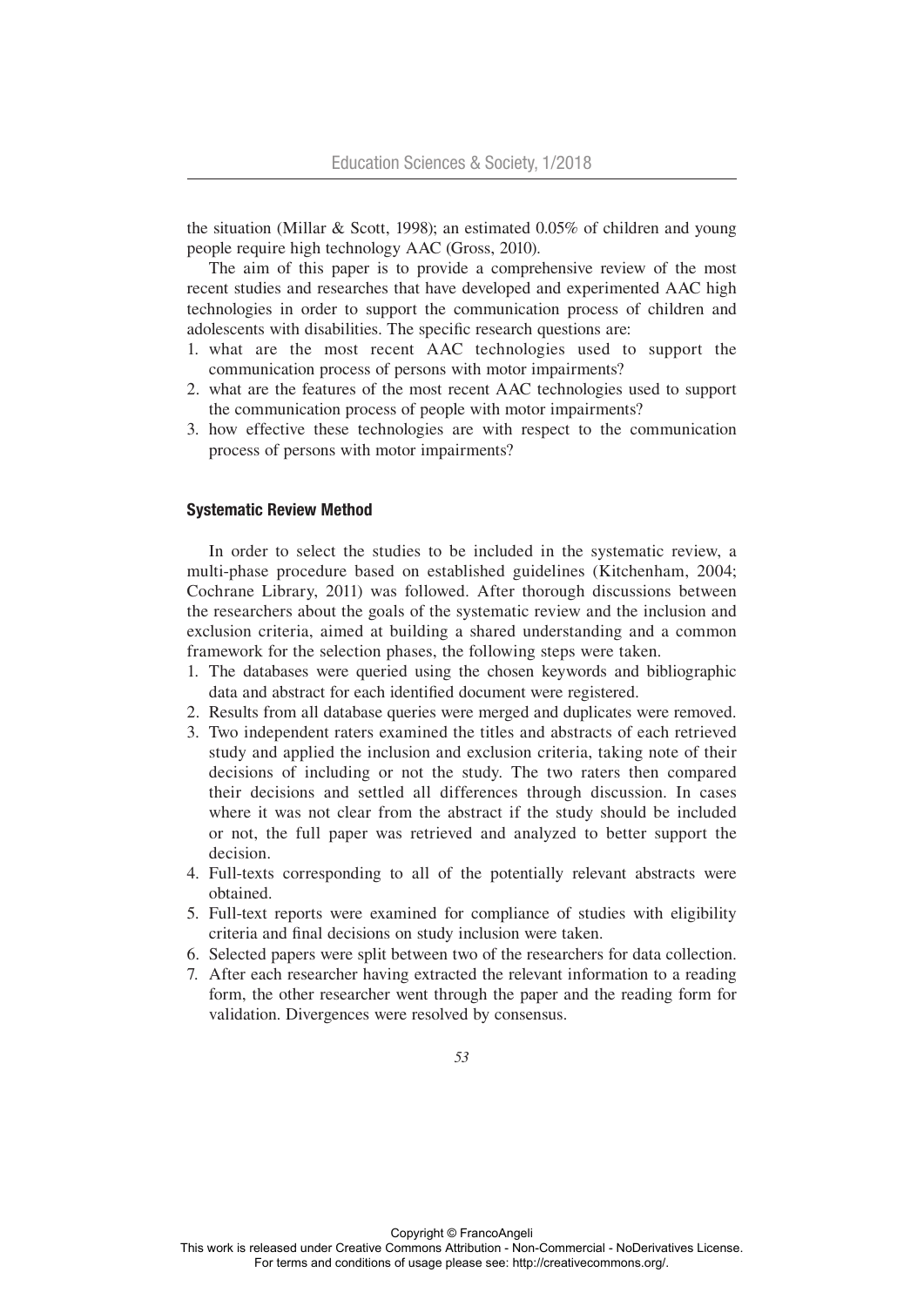the situation (Millar & Scott, 1998); an estimated 0.05% of children and young people require high technology AAC (Gross, 2010).

The aim of this paper is to provide a comprehensive review of the most recent studies and researches that have developed and experimented AAC high technologies in order to support the communication process of children and adolescents with disabilities. The specific research questions are:

1. what are the most recent AAC technologies used to support the communication process of persons with motor impairments?
2. what are the features of the most recent AAC technologies used to support the communication process of people with motor impairments?
3. how effective these technologies are with respect to the communication process of persons with motor impairments?

### Systematic Review Method

In order to select the studies to be included in the systematic review, a multi-phase procedure based on established guidelines (Kitchenham, 2004; Cochrane Library, 2011) was followed. After thorough discussions between the researchers about the goals of the systematic review and the inclusion and exclusion criteria, aimed at building a shared understanding and a common framework for the selection phases, the following steps were taken.

1. The databases were queried using the chosen keywords and bibliographic data and abstract for each identified document were registered.
2. Results from all database queries were merged and duplicates were removed.
3. Two independent raters examined the titles and abstracts of each retrieved study and applied the inclusion and exclusion criteria, taking note of their decisions of including or not the study. The two raters then compared their decisions and settled all differences through discussion. In cases where it was not clear from the abstract if the study should be included or not, the full paper was retrieved and analyzed to better support the decision.
4. Full-texts corresponding to all of the potentially relevant abstracts were obtained.
5. Full-text reports were examined for compliance of studies with eligibility criteria and final decisions on study inclusion were taken.
6. Selected papers were split between two of the researchers for data collection.
7. After each researcher having extracted the relevant information to a reading form, the other researcher went through the paper and the reading form for validation. Divergences were resolved by consensus.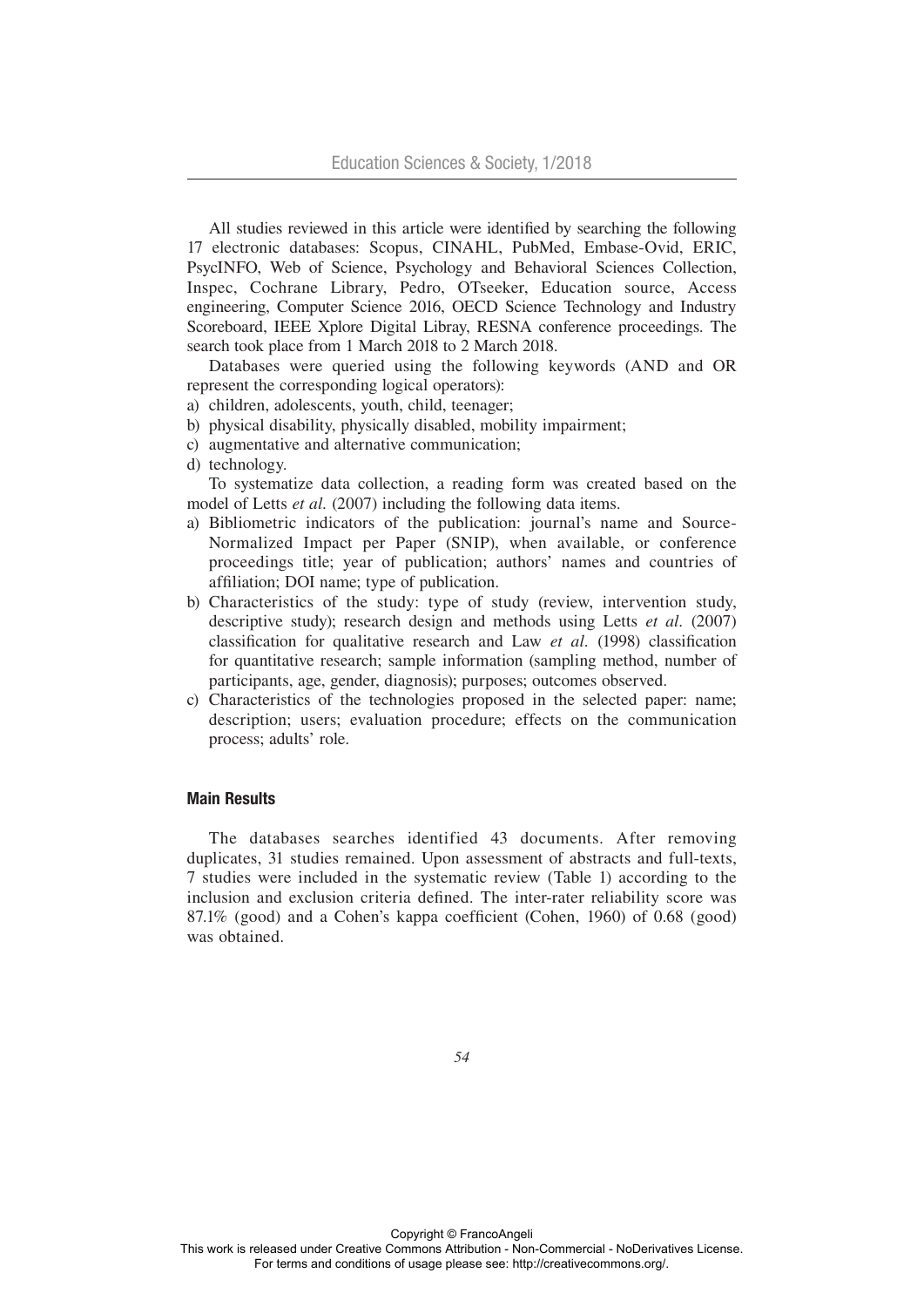All studies reviewed in this article were identified by searching the following 17 electronic databases: Scopus, CINAHL, PubMed, Embase-Ovid, ERIC, PsycINFO, Web of Science, Psychology and Behavioral Sciences Collection, Inspec, Cochrane Library, Pedro, OTseeker, Education source, Access engineering, Computer Science 2016, OECD Science Technology and Industry Scoreboard, IEEE Xplore Digital Libray, RESNA conference proceedings. The search took place from 1 March 2018 to 2 March 2018.

Databases were queried using the following keywords (AND and OR represent the corresponding logical operators):

a) children, adolescents, youth, child, teenager;
b) physical disability, physically disabled, mobility impairment;
c) augmentative and alternative communication;
d) technology.

To systematize data collection, a reading form was created based on the model of Letts *et al.* (2007) including the following data items.

a) Bibliometric indicators of the publication: journal's name and Source-Normalized Impact per Paper (SNIP), when available, or conference proceedings title; year of publication; authors' names and countries of affiliation; DOI name; type of publication.
b) Characteristics of the study: type of study (review, intervention study, descriptive study); research design and methods using Letts *et al.* (2007) classification for qualitative research and Law *et al.* (1998) classification for quantitative research; sample information (sampling method, number of participants, age, gender, diagnosis); purposes; outcomes observed.
c) Characteristics of the technologies proposed in the selected paper: name; description; users; evaluation procedure; effects on the communication process; adults' role.

### Main Results

The databases searches identified 43 documents. After removing duplicates, 31 studies remained. Upon assessment of abstracts and full-texts, 7 studies were included in the systematic review (Table 1) according to the inclusion and exclusion criteria defined. The inter-rater reliability score was 87.1% (good) and a Cohen's kappa coefficient (Cohen, 1960) of 0.68 (good) was obtained.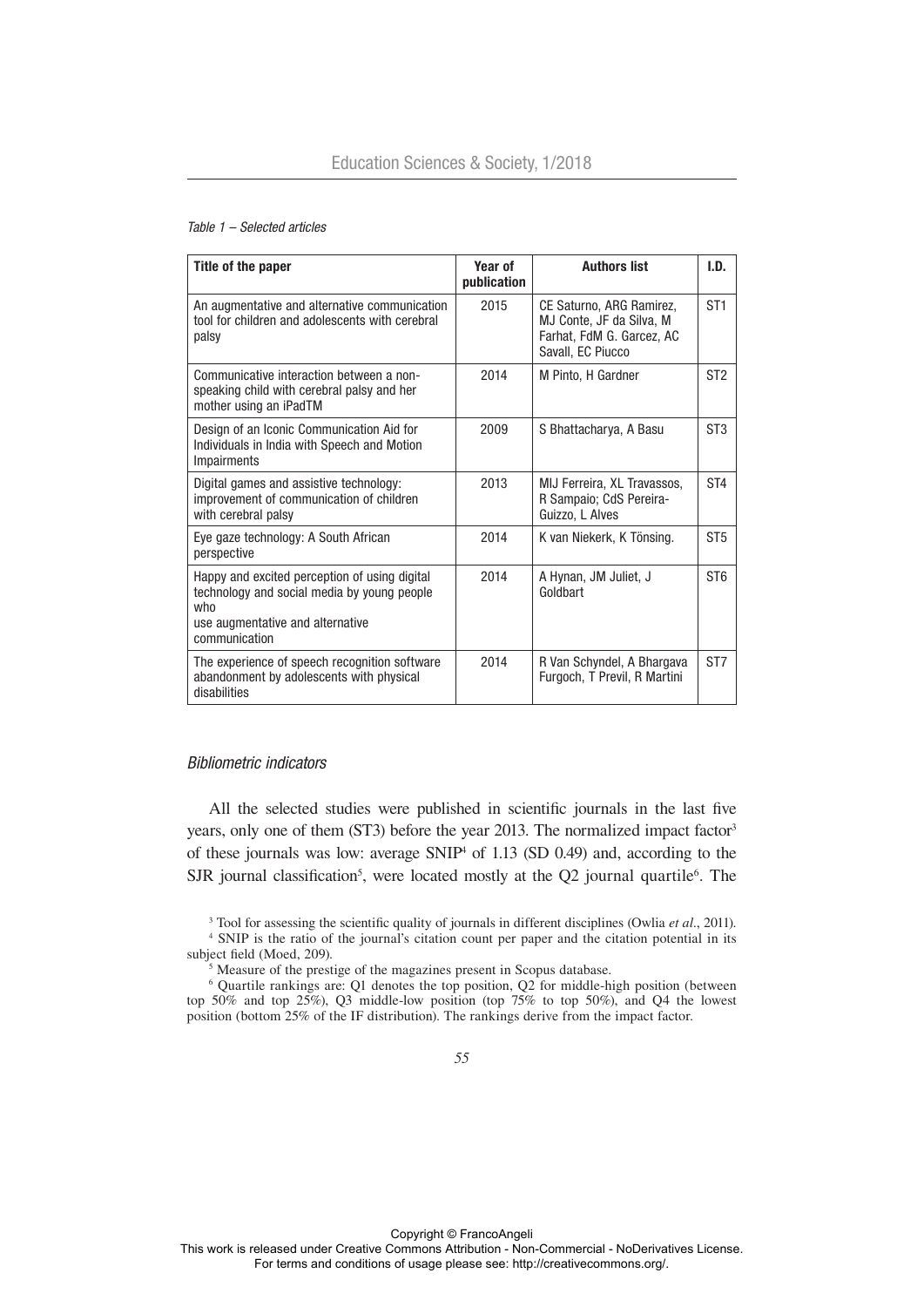*Table 1 – Selected articles*

| Title of the paper | Year of publication | Authors list | I.D. |
| --- | --- | --- | --- |
| An augmentative and alternative communication tool for children and adolescents with cerebral palsy | 2015 | CE Saturno, ARG Ramirez, MJ Conte, JF da Silva, M Farhat, FdM G. Garcez, AC Savall, EC Piucco | ST1 |
| Communicative interaction between a non-speaking child with cerebral palsy and her mother using an iPadTM | 2014 | M Pinto, H Gardner | ST2 |
| Design of an Iconic Communication Aid for Individuals in India with Speech and Motion Impairments | 2009 | S Bhattacharya, A Basu | ST3 |
| Digital games and assistive technology: improvement of communication of children with cerebral palsy | 2013 | MIJ Ferreira, XL Travassos, R Sampaio; CdS Pereira-Guizzo, L Alves | ST4 |
| Eye gaze technology: A South African perspective | 2014 | K van Niekerk, K Tönsing. | ST5 |
| Happy and excited perception of using digital technology and social media by young people who use augmentative and alternative communication | 2014 | A Hynan, JM Juliet, J Goldbart | ST6 |
| The experience of speech recognition software abandonment by adolescents with physical disabilities | 2014 | R Van Schyndel, A Bhargava Furgoch, T Previl, R Martini | ST7 |

### *Bibliometric indicators*

All the selected studies were published in scientific journals in the last five years, only one of them (ST3) before the year 2013. The normalized impact factor[3] of these journals was low: average SNIP[4] of 1.13 (SD 0.49) and, according to the SJR journal classification[5], were located mostly at the Q2 journal quartile[6]. The

[3] Tool for assessing the scientific quality of journals in different disciplines (Owlia *et al*., 2011).

[4] SNIP is the ratio of the journal's citation count per paper and the citation potential in its subject field (Moed, 209).

[5] Measure of the prestige of the magazines present in Scopus database.

[6] Quartile rankings are: Q1 denotes the top position, Q2 for middle-high position (between top 50% and top 25%), Q3 middle-low position (top 75% to top 50%), and Q4 the lowest position (bottom 25% of the IF distribution). The rankings derive from the impact factor.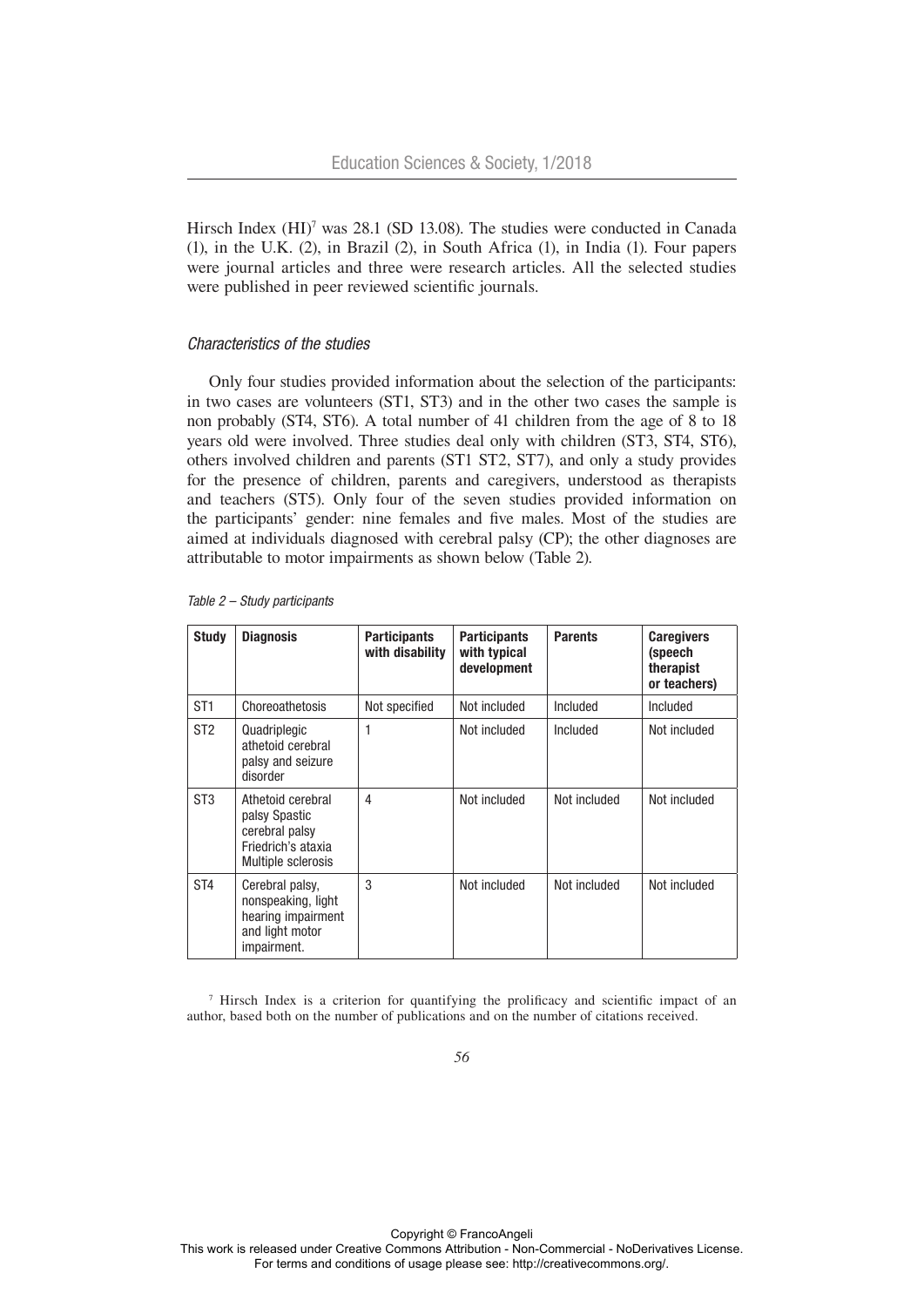Hirsch Index (HI)[7] was 28.1 (SD 13.08). The studies were conducted in Canada (1), in the U.K. (2), in Brazil (2), in South Africa (1), in India (1). Four papers were journal articles and three were research articles. All the selected studies were published in peer reviewed scientific journals.

*Characteristics of the studies*

Only four studies provided information about the selection of the participants: in two cases are volunteers (ST1, ST3) and in the other two cases the sample is non probably (ST4, ST6). A total number of 41 children from the age of 8 to 18 years old were involved. Three studies deal only with children (ST3, ST4, ST6), others involved children and parents (ST1 ST2, ST7), and only a study provides for the presence of children, parents and caregivers, understood as therapists and teachers (ST5). Only four of the seven studies provided information on the participants' gender: nine females and five males. Most of the studies are aimed at individuals diagnosed with cerebral palsy (CP); the other diagnoses are attributable to motor impairments as shown below (Table 2).

*Table 2 – Study participants*

| Study | Diagnosis | Participants with disability | Participants with typical development | Parents | Caregivers (speech therapist or teachers) |
|---|---|---|---|---|---|
| ST1 | Choreoathetosis | Not specified | Not included | Included | Included |
| ST2 | Quadriplegic athetoid cerebral palsy and seizure disorder | 1 | Not included | Included | Not included |
| ST3 | Athetoid cerebral palsy Spastic cerebral palsy Friedrich's ataxia Multiple sclerosis | 4 | Not included | Not included | Not included |
| ST4 | Cerebral palsy, nonspeaking, light hearing impairment and light motor impairment. | 3 | Not included | Not included | Not included |

[7] Hirsch Index is a criterion for quantifying the prolificacy and scientific impact of an author, based both on the number of publications and on the number of citations received.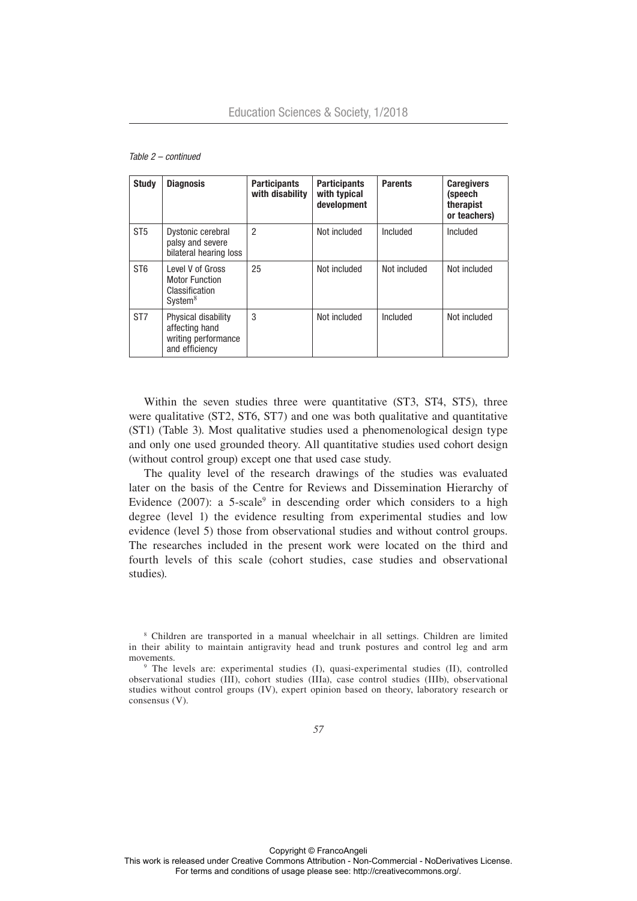*Table 2 – continued*

| Study | Diagnosis | Participants with disability | Participants with typical development | Parents | Caregivers (speech therapist or teachers) |
|---|---|---|---|---|---|
| ST5 | Dystonic cerebral palsy and severe bilateral hearing loss | 2 | Not included | Included | Included |
| ST6 | Level V of Gross Motor Function Classification System[8] | 25 | Not included | Not included | Not included |
| ST7 | Physical disability affecting hand writing performance and efficiency | 3 | Not included | Included | Not included |

Within the seven studies three were quantitative (ST3, ST4, ST5), three were qualitative (ST2, ST6, ST7) and one was both qualitative and quantitative (ST1) (Table 3). Most qualitative studies used a phenomenological design type and only one used grounded theory. All quantitative studies used cohort design (without control group) except one that used case study.

The quality level of the research drawings of the studies was evaluated later on the basis of the Centre for Reviews and Dissemination Hierarchy of Evidence (2007): a 5-scale[9] in descending order which considers to a high degree (level 1) the evidence resulting from experimental studies and low evidence (level 5) those from observational studies and without control groups. The researches included in the present work were located on the third and fourth levels of this scale (cohort studies, case studies and observational studies).

[8] Children are transported in a manual wheelchair in all settings. Children are limited in their ability to maintain antigravity head and trunk postures and control leg and arm movements.

[9] The levels are: experimental studies (I), quasi-experimental studies (II), controlled observational studies (III), cohort studies (IIIa), case control studies (IIIb), observational studies without control groups (IV), expert opinion based on theory, laboratory research or consensus (V).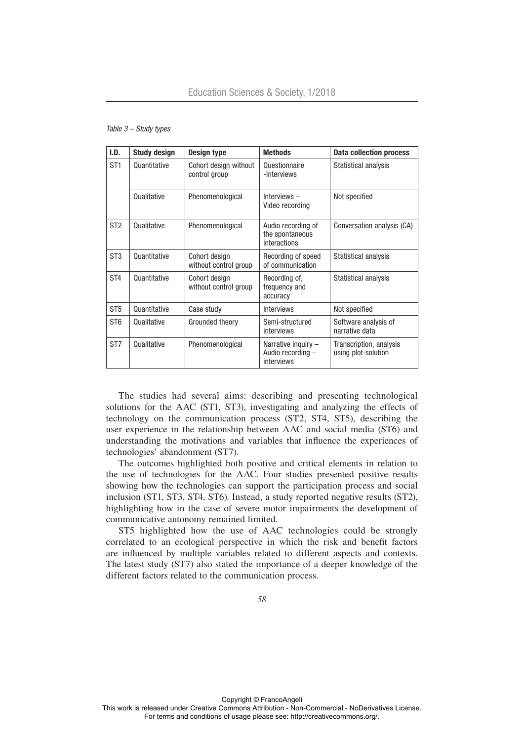*Table 3 – Study types*

| I.D. | Study design | Design type | Methods | Data collection process |
|---|---|---|---|---|
| ST1 | Quantitative | Cohort design without control group | Questionnaire -Interviews | Statistical analysis |
| | Qualitative | Phenomenological | Interviews – Video recording | Not specified |
| ST2 | Qualitative | Phenomenological | Audio recording of the spontaneous interactions | Conversation analysis (CA) |
| ST3 | Quantitative | Cohort design without control group | Recording of speed of communication | Statistical analysis |
| ST4 | Quantitative | Cohort design without control group | Recording of, frequency and accuracy | Statistical analysis |
| ST5 | Quantitative | Case study | Interviews | Not specified |
| ST6 | Qualitative | Grounded theory | Semi-structured interviews | Software analysis of narrative data |
| ST7 | Qualitative | Phenomenological | Narrative inquiry – Audio recording – interviews | Transcription, analysis using plot-solution |

The studies had several aims: describing and presenting technological solutions for the AAC (ST1, ST3), investigating and analyzing the effects of technology on the communication process (ST2, ST4, ST5), describing the user experience in the relationship between AAC and social media (ST6) and understanding the motivations and variables that influence the experiences of technologies' abandonment (ST7).

The outcomes highlighted both positive and critical elements in relation to the use of technologies for the AAC. Four studies presented positive results showing how the technologies can support the participation process and social inclusion (ST1, ST3, ST4, ST6). Instead, a study reported negative results (ST2), highlighting how in the case of severe motor impairments the development of communicative autonomy remained limited.

ST5 highlighted how the use of AAC technologies could be strongly correlated to an ecological perspective in which the risk and benefit factors are influenced by multiple variables related to different aspects and contexts. The latest study (ST7) also stated the importance of a deeper knowledge of the different factors related to the communication process.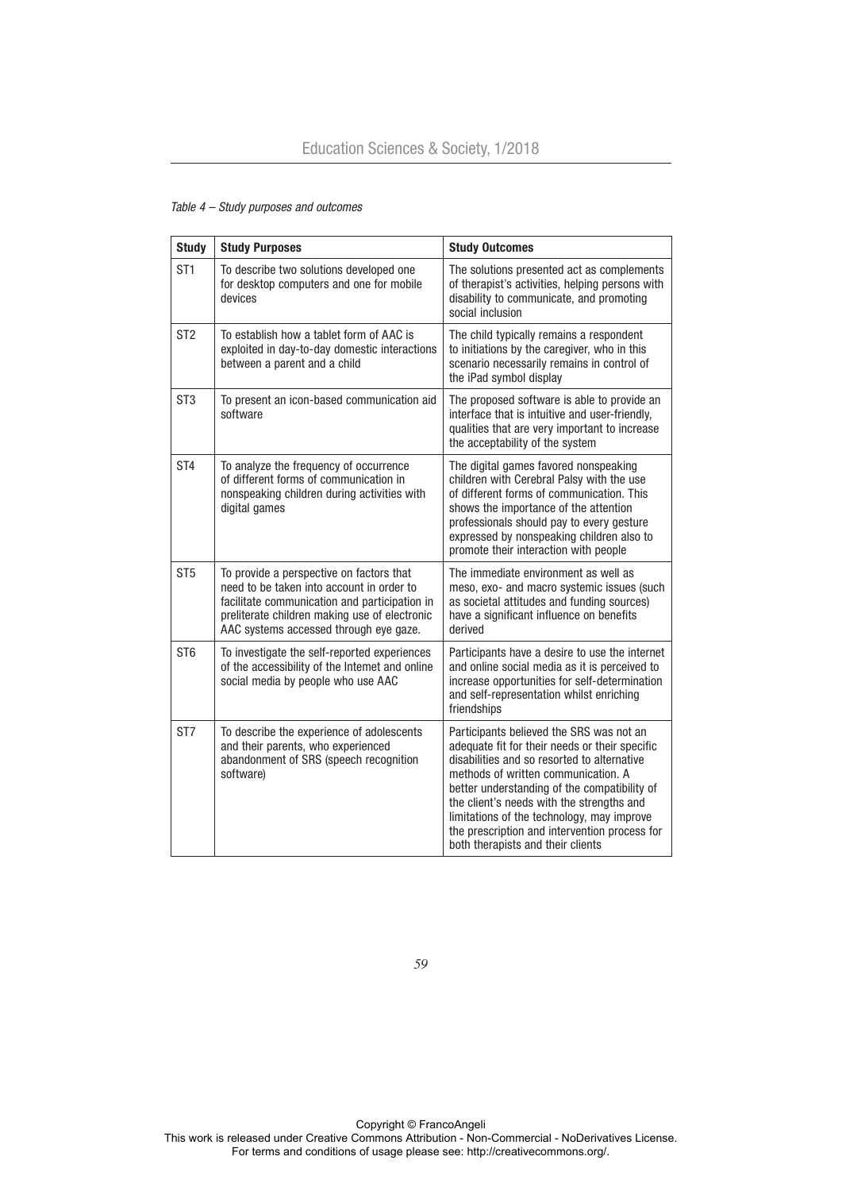*Table 4 – Study purposes and outcomes*

| Study | Study Purposes | Study Outcomes |
|---|---|---|
| ST1 | To describe two solutions developed one for desktop computers and one for mobile devices | The solutions presented act as complements of therapist's activities, helping persons with disability to communicate, and promoting social inclusion |
| ST2 | To establish how a tablet form of AAC is exploited in day-to-day domestic interactions between a parent and a child | The child typically remains a respondent to initiations by the caregiver, who in this scenario necessarily remains in control of the iPad symbol display |
| ST3 | To present an icon-based communication aid software | The proposed software is able to provide an interface that is intuitive and user-friendly, qualities that are very important to increase the acceptability of the system |
| ST4 | To analyze the frequency of occurrence of different forms of communication in nonspeaking children during activities with digital games | The digital games favored nonspeaking children with Cerebral Palsy with the use of different forms of communication. This shows the importance of the attention professionals should pay to every gesture expressed by nonspeaking children also to promote their interaction with people |
| ST5 | To provide a perspective on factors that need to be taken into account in order to facilitate communication and participation in preliterate children making use of electronic AAC systems accessed through eye gaze. | The immediate environment as well as meso, exo- and macro systemic issues (such as societal attitudes and funding sources) have a significant influence on benefits derived |
| ST6 | To investigate the self-reported experiences of the accessibility of the Intemet and online social media by people who use AAC | Participants have a desire to use the internet and online social media as it is perceived to increase opportunities for self-determination and self-representation whilst enriching friendships |
| ST7 | To describe the experience of adolescents and their parents, who experienced abandonment of SRS (speech recognition software) | Participants believed the SRS was not an adequate fit for their needs or their specific disabilities and so resorted to alternative methods of written communication. A better understanding of the compatibility of the client's needs with the strengths and limitations of the technology, may improve the prescription and intervention process for both therapists and their clients |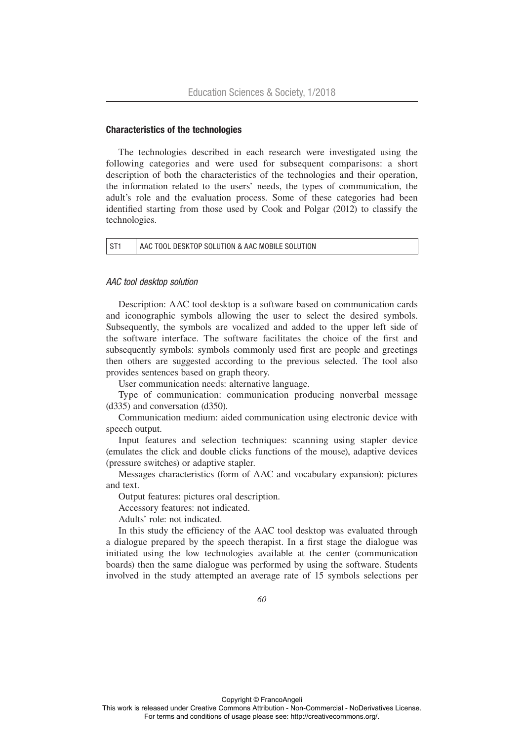### Characteristics of the technologies

The technologies described in each research were investigated using the following categories and were used for subsequent comparisons: a short description of both the characteristics of the technologies and their operation, the information related to the users' needs, the types of communication, the adult's role and the evaluation process. Some of these categories had been identified starting from those used by Cook and Polgar (2012) to classify the technologies.

| ST1 | AAC TOOL DESKTOP SOLUTION & AAC MOBILE SOLUTION |
|---|---|

*AAC tool desktop solution*

Description: AAC tool desktop is a software based on communication cards and iconographic symbols allowing the user to select the desired symbols. Subsequently, the symbols are vocalized and added to the upper left side of the software interface. The software facilitates the choice of the first and subsequently symbols: symbols commonly used first are people and greetings then others are suggested according to the previous selected. The tool also provides sentences based on graph theory.

User communication needs: alternative language.

Type of communication: communication producing nonverbal message (d335) and conversation (d350).

Communication medium: aided communication using electronic device with speech output.

Input features and selection techniques: scanning using stapler device (emulates the click and double clicks functions of the mouse), adaptive devices (pressure switches) or adaptive stapler.

Messages characteristics (form of AAC and vocabulary expansion): pictures and text.

Output features: pictures oral description.

Accessory features: not indicated.

Adults' role: not indicated.

In this study the efficiency of the AAC tool desktop was evaluated through a dialogue prepared by the speech therapist. In a first stage the dialogue was initiated using the low technologies available at the center (communication boards) then the same dialogue was performed by using the software. Students involved in the study attempted an average rate of 15 symbols selections per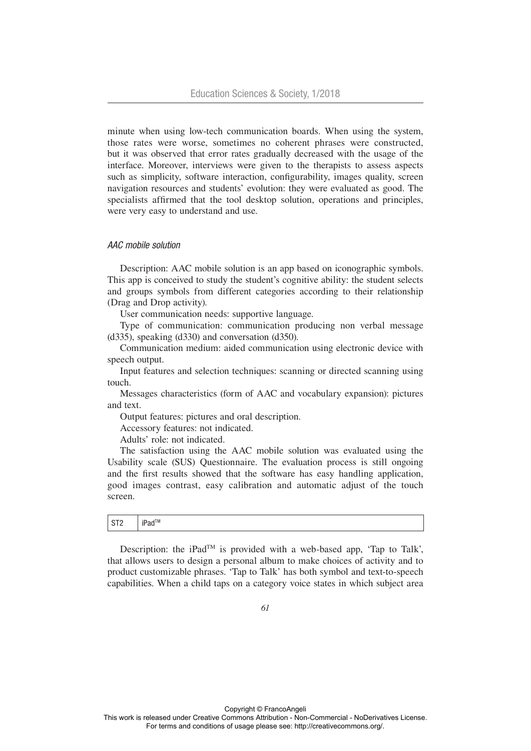minute when using low-tech communication boards. When using the system, those rates were worse, sometimes no coherent phrases were constructed, but it was observed that error rates gradually decreased with the usage of the interface. Moreover, interviews were given to the therapists to assess aspects such as simplicity, software interaction, configurability, images quality, screen navigation resources and students' evolution: they were evaluated as good. The specialists affirmed that the tool desktop solution, operations and principles, were very easy to understand and use.

*AAC mobile solution*

Description: AAC mobile solution is an app based on iconographic symbols. This app is conceived to study the student's cognitive ability: the student selects and groups symbols from different categories according to their relationship (Drag and Drop activity).

User communication needs: supportive language.

Type of communication: communication producing non verbal message (d335), speaking (d330) and conversation (d350).

Communication medium: aided communication using electronic device with speech output.

Input features and selection techniques: scanning or directed scanning using touch.

Messages characteristics (form of AAC and vocabulary expansion): pictures and text.

Output features: pictures and oral description.

Accessory features: not indicated.

Adults' role: not indicated.

The satisfaction using the AAC mobile solution was evaluated using the Usability scale (SUS) Questionnaire. The evaluation process is still ongoing and the first results showed that the software has easy handling application, good images contrast, easy calibration and automatic adjust of the touch screen.

| ST2 | iPad™ |
|---|---|

Description: the iPad™ is provided with a web-based app, 'Tap to Talk', that allows users to design a personal album to make choices of activity and to product customizable phrases. 'Tap to Talk' has both symbol and text-to-speech capabilities. When a child taps on a category voice states in which subject area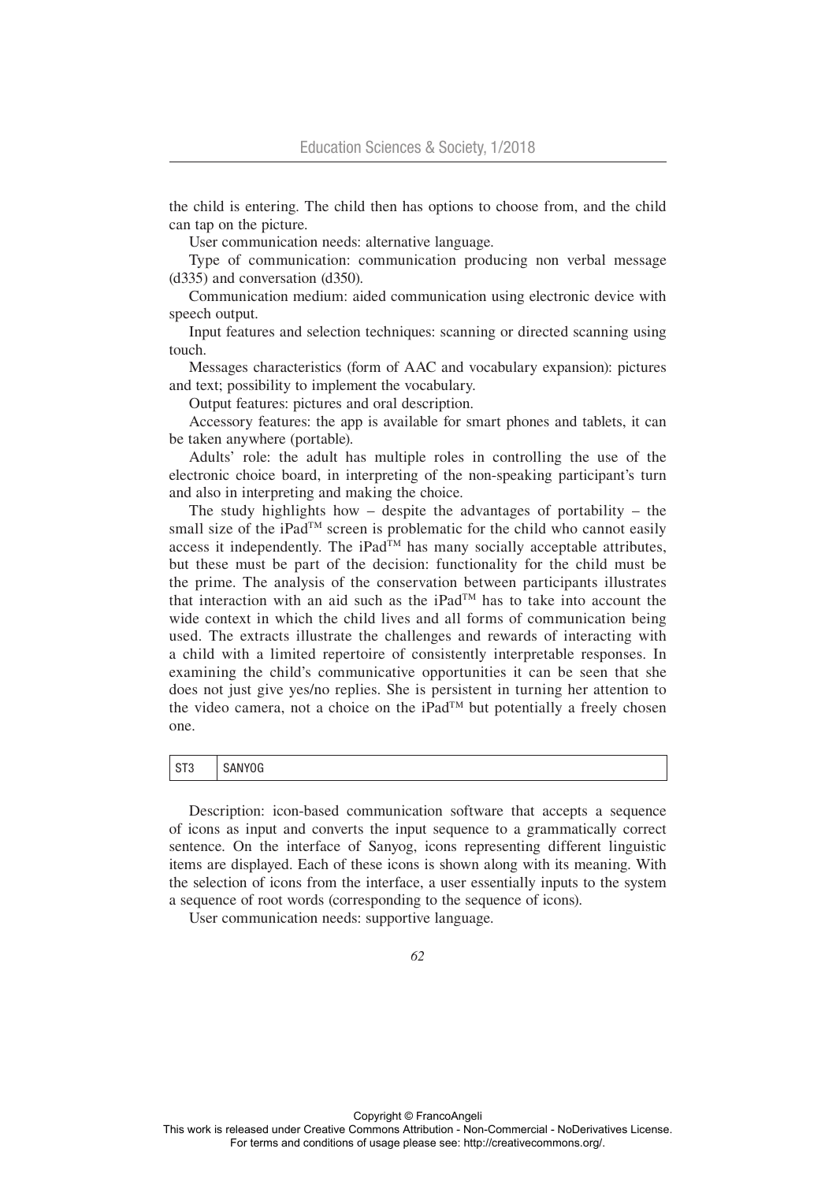the child is entering. The child then has options to choose from, and the child can tap on the picture.

User communication needs: alternative language.

Type of communication: communication producing non verbal message (d335) and conversation (d350).

Communication medium: aided communication using electronic device with speech output.

Input features and selection techniques: scanning or directed scanning using touch.

Messages characteristics (form of AAC and vocabulary expansion): pictures and text; possibility to implement the vocabulary.

Output features: pictures and oral description.

Accessory features: the app is available for smart phones and tablets, it can be taken anywhere (portable).

Adults' role: the adult has multiple roles in controlling the use of the electronic choice board, in interpreting of the non-speaking participant's turn and also in interpreting and making the choice.

The study highlights how – despite the advantages of portability – the small size of the iPad™ screen is problematic for the child who cannot easily access it independently. The iPad™ has many socially acceptable attributes, but these must be part of the decision: functionality for the child must be the prime. The analysis of the conservation between participants illustrates that interaction with an aid such as the iPad™ has to take into account the wide context in which the child lives and all forms of communication being used. The extracts illustrate the challenges and rewards of interacting with a child with a limited repertoire of consistently interpretable responses. In examining the child's communicative opportunities it can be seen that she does not just give yes/no replies. She is persistent in turning her attention to the video camera, not a choice on the iPad™ but potentially a freely chosen one.

| ST3 | SANYOG |
|---|---|

Description: icon-based communication software that accepts a sequence of icons as input and converts the input sequence to a grammatically correct sentence. On the interface of Sanyog, icons representing different linguistic items are displayed. Each of these icons is shown along with its meaning. With the selection of icons from the interface, a user essentially inputs to the system a sequence of root words (corresponding to the sequence of icons).

User communication needs: supportive language.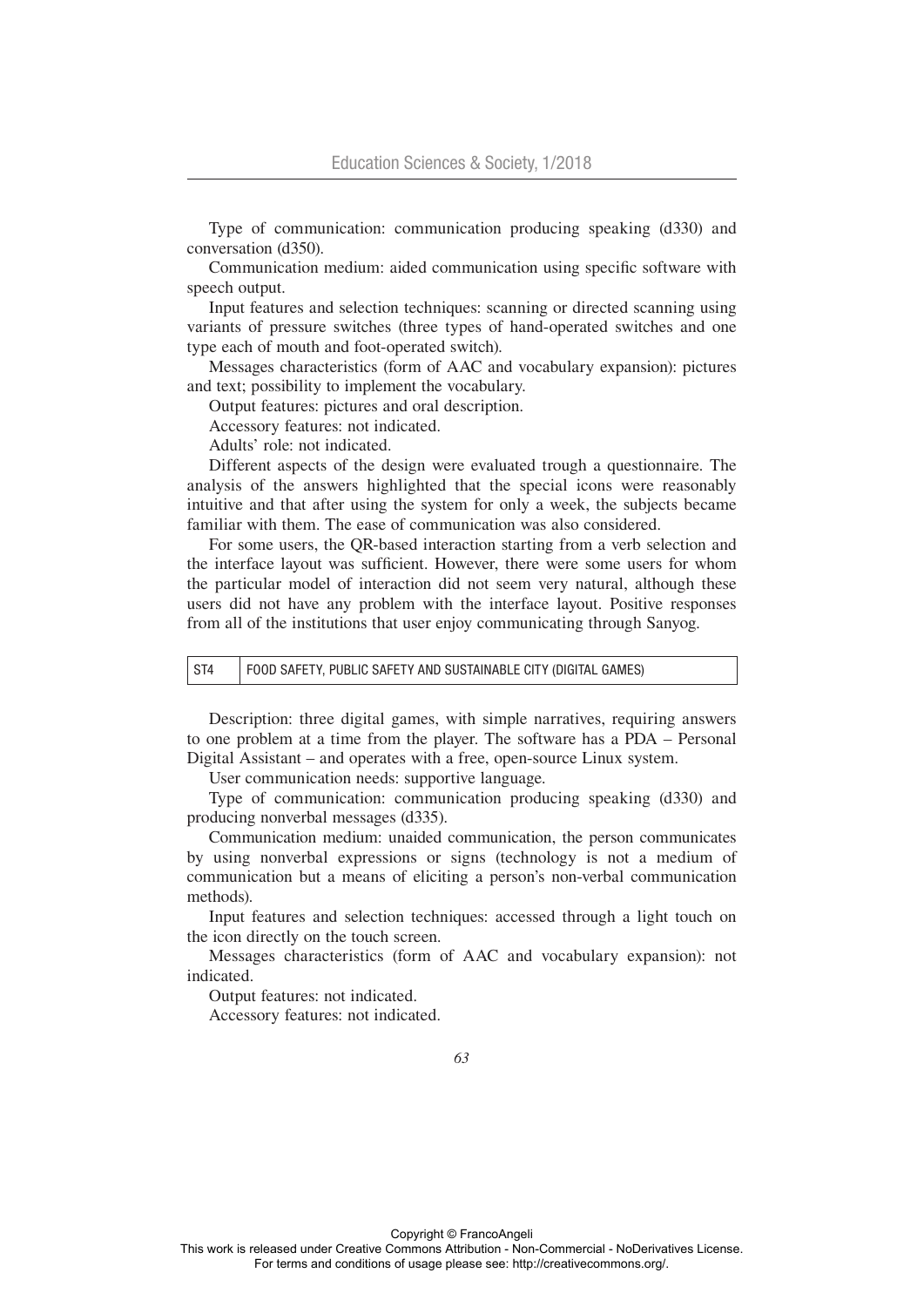Type of communication: communication producing speaking (d330) and conversation (d350).

Communication medium: aided communication using specific software with speech output.

Input features and selection techniques: scanning or directed scanning using variants of pressure switches (three types of hand-operated switches and one type each of mouth and foot-operated switch).

Messages characteristics (form of AAC and vocabulary expansion): pictures and text; possibility to implement the vocabulary.

Output features: pictures and oral description.

Accessory features: not indicated.

Adults' role: not indicated.

Different aspects of the design were evaluated trough a questionnaire. The analysis of the answers highlighted that the special icons were reasonably intuitive and that after using the system for only a week, the subjects became familiar with them. The ease of communication was also considered.

For some users, the QR-based interaction starting from a verb selection and the interface layout was sufficient. However, there were some users for whom the particular model of interaction did not seem very natural, although these users did not have any problem with the interface layout. Positive responses from all of the institutions that user enjoy communicating through Sanyog.

| ST4 | FOOD SAFETY, PUBLIC SAFETY AND SUSTAINABLE CITY (DIGITAL GAMES) |
|---|---|

Description: three digital games, with simple narratives, requiring answers to one problem at a time from the player. The software has a PDA – Personal Digital Assistant – and operates with a free, open-source Linux system.

User communication needs: supportive language.

Type of communication: communication producing speaking (d330) and producing nonverbal messages (d335).

Communication medium: unaided communication, the person communicates by using nonverbal expressions or signs (technology is not a medium of communication but a means of eliciting a person's non-verbal communication methods).

Input features and selection techniques: accessed through a light touch on the icon directly on the touch screen.

Messages characteristics (form of AAC and vocabulary expansion): not indicated.

Output features: not indicated.

Accessory features: not indicated.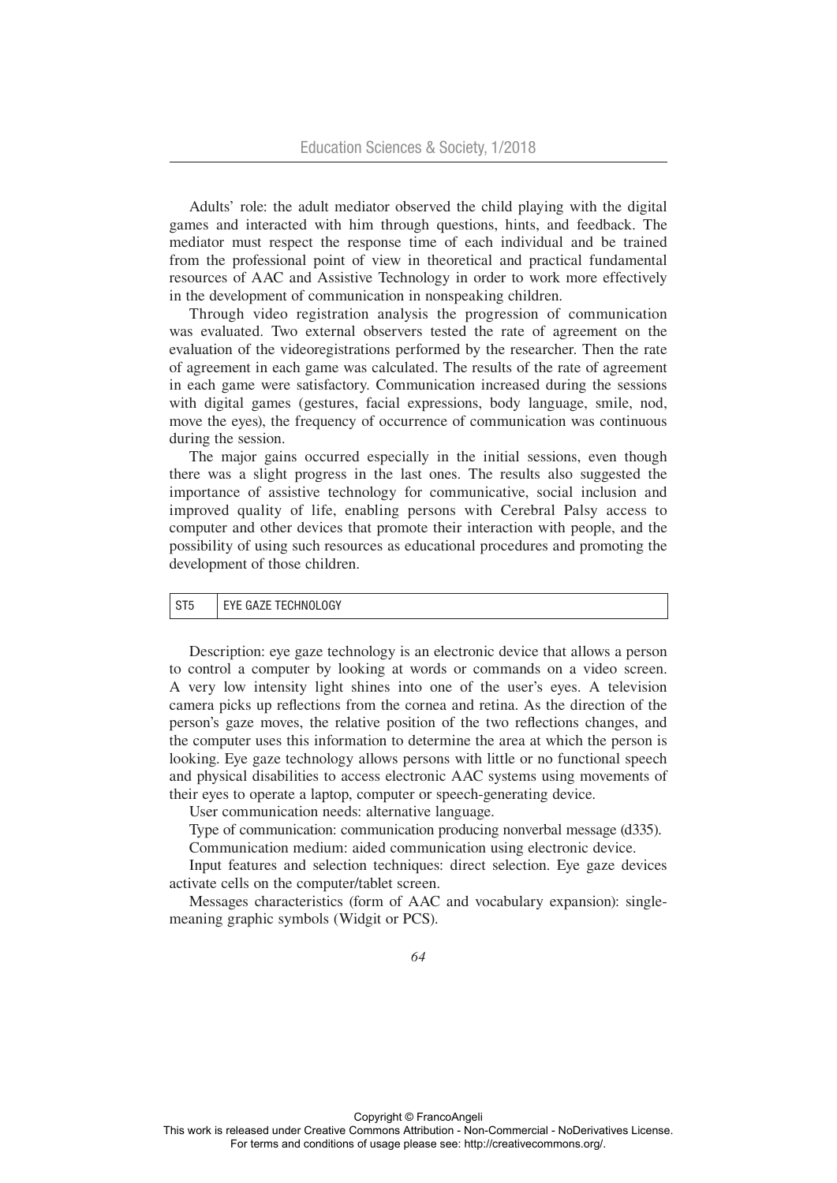Adults' role: the adult mediator observed the child playing with the digital games and interacted with him through questions, hints, and feedback. The mediator must respect the response time of each individual and be trained from the professional point of view in theoretical and practical fundamental resources of AAC and Assistive Technology in order to work more effectively in the development of communication in nonspeaking children.

Through video registration analysis the progression of communication was evaluated. Two external observers tested the rate of agreement on the evaluation of the videoregistrations performed by the researcher. Then the rate of agreement in each game was calculated. The results of the rate of agreement in each game were satisfactory. Communication increased during the sessions with digital games (gestures, facial expressions, body language, smile, nod, move the eyes), the frequency of occurrence of communication was continuous during the session.

The major gains occurred especially in the initial sessions, even though there was a slight progress in the last ones. The results also suggested the importance of assistive technology for communicative, social inclusion and improved quality of life, enabling persons with Cerebral Palsy access to computer and other devices that promote their interaction with people, and the possibility of using such resources as educational procedures and promoting the development of those children.

| ST5 | EYE GAZE TECHNOLOGY |
|---|---|

Description: eye gaze technology is an electronic device that allows a person to control a computer by looking at words or commands on a video screen. A very low intensity light shines into one of the user's eyes. A television camera picks up reflections from the cornea and retina. As the direction of the person's gaze moves, the relative position of the two reflections changes, and the computer uses this information to determine the area at which the person is looking. Eye gaze technology allows persons with little or no functional speech and physical disabilities to access electronic AAC systems using movements of their eyes to operate a laptop, computer or speech-generating device.

User communication needs: alternative language.

Type of communication: communication producing nonverbal message (d335).

Communication medium: aided communication using electronic device.

Input features and selection techniques: direct selection. Eye gaze devices activate cells on the computer/tablet screen.

Messages characteristics (form of AAC and vocabulary expansion): single-meaning graphic symbols (Widgit or PCS).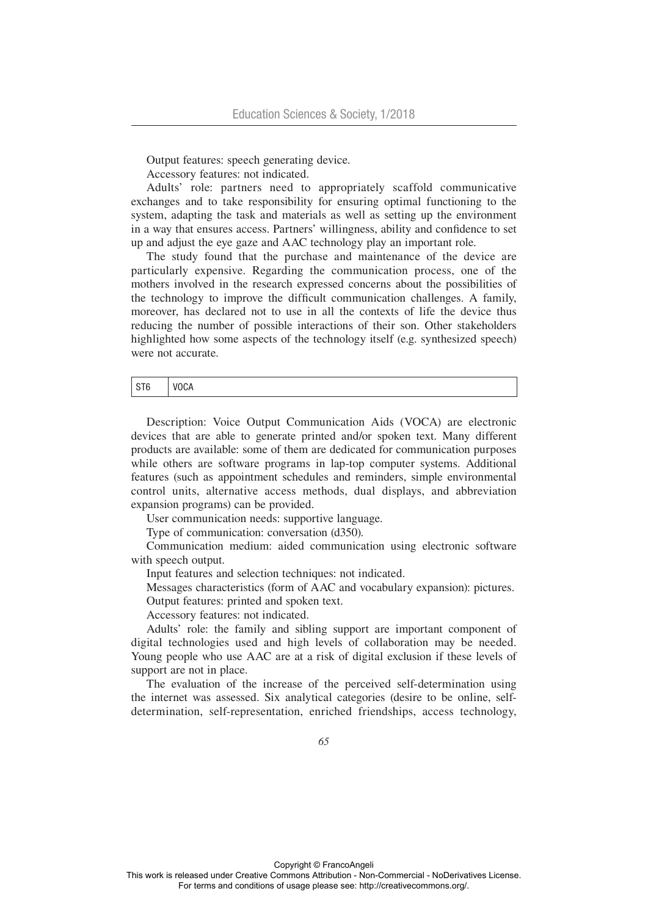Output features: speech generating device.

Accessory features: not indicated.

Adults' role: partners need to appropriately scaffold communicative exchanges and to take responsibility for ensuring optimal functioning to the system, adapting the task and materials as well as setting up the environment in a way that ensures access. Partners' willingness, ability and confidence to set up and adjust the eye gaze and AAC technology play an important role.

The study found that the purchase and maintenance of the device are particularly expensive. Regarding the communication process, one of the mothers involved in the research expressed concerns about the possibilities of the technology to improve the difficult communication challenges. A family, moreover, has declared not to use in all the contexts of life the device thus reducing the number of possible interactions of their son. Other stakeholders highlighted how some aspects of the technology itself (e.g. synthesized speech) were not accurate.

| ST6 | VOCA |
|---|---|

Description: Voice Output Communication Aids (VOCA) are electronic devices that are able to generate printed and/or spoken text. Many different products are available: some of them are dedicated for communication purposes while others are software programs in lap-top computer systems. Additional features (such as appointment schedules and reminders, simple environmental control units, alternative access methods, dual displays, and abbreviation expansion programs) can be provided.

User communication needs: supportive language.

Type of communication: conversation (d350).

Communication medium: aided communication using electronic software with speech output.

Input features and selection techniques: not indicated.

Messages characteristics (form of AAC and vocabulary expansion): pictures.

Output features: printed and spoken text.

Accessory features: not indicated.

Adults' role: the family and sibling support are important component of digital technologies used and high levels of collaboration may be needed. Young people who use AAC are at a risk of digital exclusion if these levels of support are not in place.

The evaluation of the increase of the perceived self-determination using the internet was assessed. Six analytical categories (desire to be online, self-determination, self-representation, enriched friendships, access technology,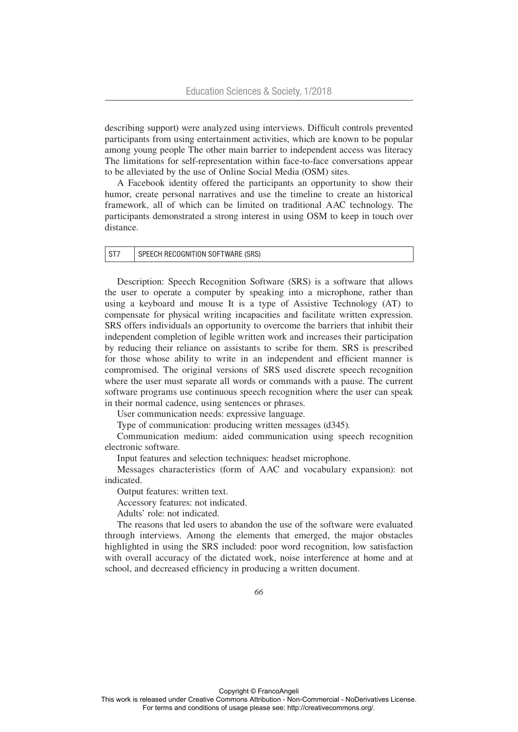describing support) were analyzed using interviews. Difficult controls prevented participants from using entertainment activities, which are known to be popular among young people The other main barrier to independent access was literacy The limitations for self-representation within face-to-face conversations appear to be alleviated by the use of Online Social Media (OSM) sites.

A Facebook identity offered the participants an opportunity to show their humor, create personal narratives and use the timeline to create an historical framework, all of which can be limited on traditional AAC technology. The participants demonstrated a strong interest in using OSM to keep in touch over distance.

| ST7 | SPEECH RECOGNITION SOFTWARE (SRS) |
|---|---|

Description: Speech Recognition Software (SRS) is a software that allows the user to operate a computer by speaking into a microphone, rather than using a keyboard and mouse It is a type of Assistive Technology (AT) to compensate for physical writing incapacities and facilitate written expression. SRS offers individuals an opportunity to overcome the barriers that inhibit their independent completion of legible written work and increases their participation by reducing their reliance on assistants to scribe for them. SRS is prescribed for those whose ability to write in an independent and efficient manner is compromised. The original versions of SRS used discrete speech recognition where the user must separate all words or commands with a pause. The current software programs use continuous speech recognition where the user can speak in their normal cadence, using sentences or phrases.

User communication needs: expressive language.

Type of communication: producing written messages (d345).

Communication medium: aided communication using speech recognition electronic software.

Input features and selection techniques: headset microphone.

Messages characteristics (form of AAC and vocabulary expansion): not indicated.

Output features: written text.

Accessory features: not indicated.

Adults' role: not indicated.

The reasons that led users to abandon the use of the software were evaluated through interviews. Among the elements that emerged, the major obstacles highlighted in using the SRS included: poor word recognition, low satisfaction with overall accuracy of the dictated work, noise interference at home and at school, and decreased efficiency in producing a written document.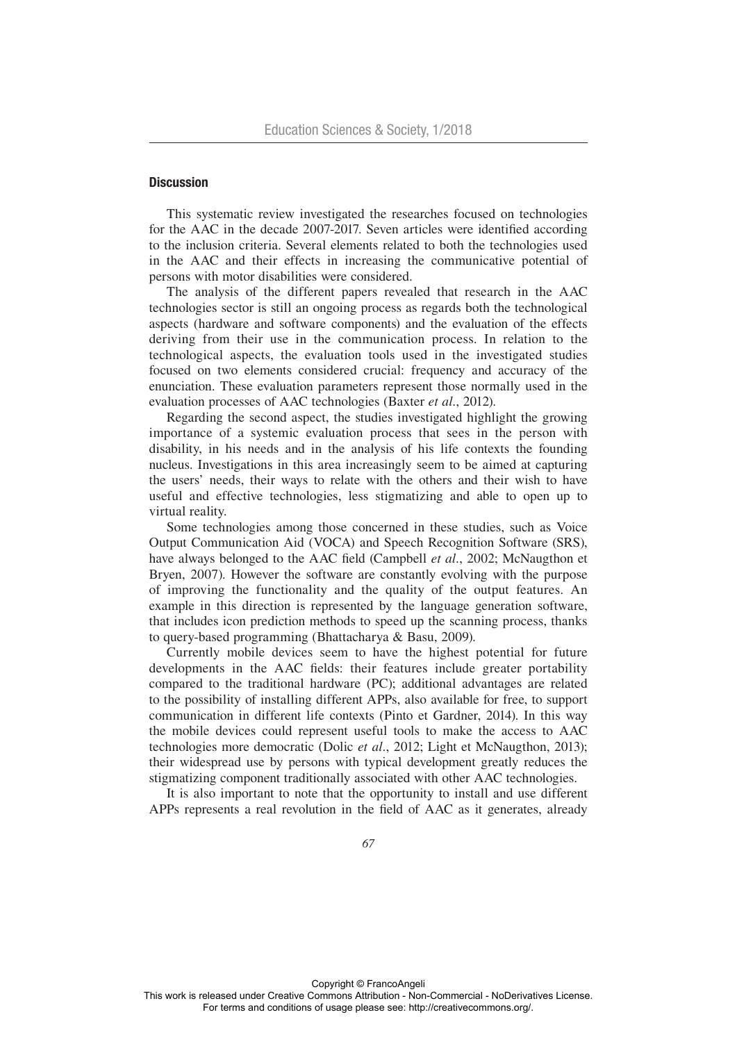### Discussion

This systematic review investigated the researches focused on technologies for the AAC in the decade 2007-2017. Seven articles were identified according to the inclusion criteria. Several elements related to both the technologies used in the AAC and their effects in increasing the communicative potential of persons with motor disabilities were considered.

The analysis of the different papers revealed that research in the AAC technologies sector is still an ongoing process as regards both the technological aspects (hardware and software components) and the evaluation of the effects deriving from their use in the communication process. In relation to the technological aspects, the evaluation tools used in the investigated studies focused on two elements considered crucial: frequency and accuracy of the enunciation. These evaluation parameters represent those normally used in the evaluation processes of AAC technologies (Baxter *et al.*, 2012).

Regarding the second aspect, the studies investigated highlight the growing importance of a systemic evaluation process that sees in the person with disability, in his needs and in the analysis of his life contexts the founding nucleus. Investigations in this area increasingly seem to be aimed at capturing the users' needs, their ways to relate with the others and their wish to have useful and effective technologies, less stigmatizing and able to open up to virtual reality.

Some technologies among those concerned in these studies, such as Voice Output Communication Aid (VOCA) and Speech Recognition Software (SRS), have always belonged to the AAC field (Campbell *et al.*, 2002; McNaugthon et Bryen, 2007). However the software are constantly evolving with the purpose of improving the functionality and the quality of the output features. An example in this direction is represented by the language generation software, that includes icon prediction methods to speed up the scanning process, thanks to query-based programming (Bhattacharya & Basu, 2009).

Currently mobile devices seem to have the highest potential for future developments in the AAC fields: their features include greater portability compared to the traditional hardware (PC); additional advantages are related to the possibility of installing different APPs, also available for free, to support communication in different life contexts (Pinto et Gardner, 2014). In this way the mobile devices could represent useful tools to make the access to AAC technologies more democratic (Dolic *et al.*, 2012; Light et McNaugthon, 2013); their widespread use by persons with typical development greatly reduces the stigmatizing component traditionally associated with other AAC technologies.

It is also important to note that the opportunity to install and use different APPs represents a real revolution in the field of AAC as it generates, already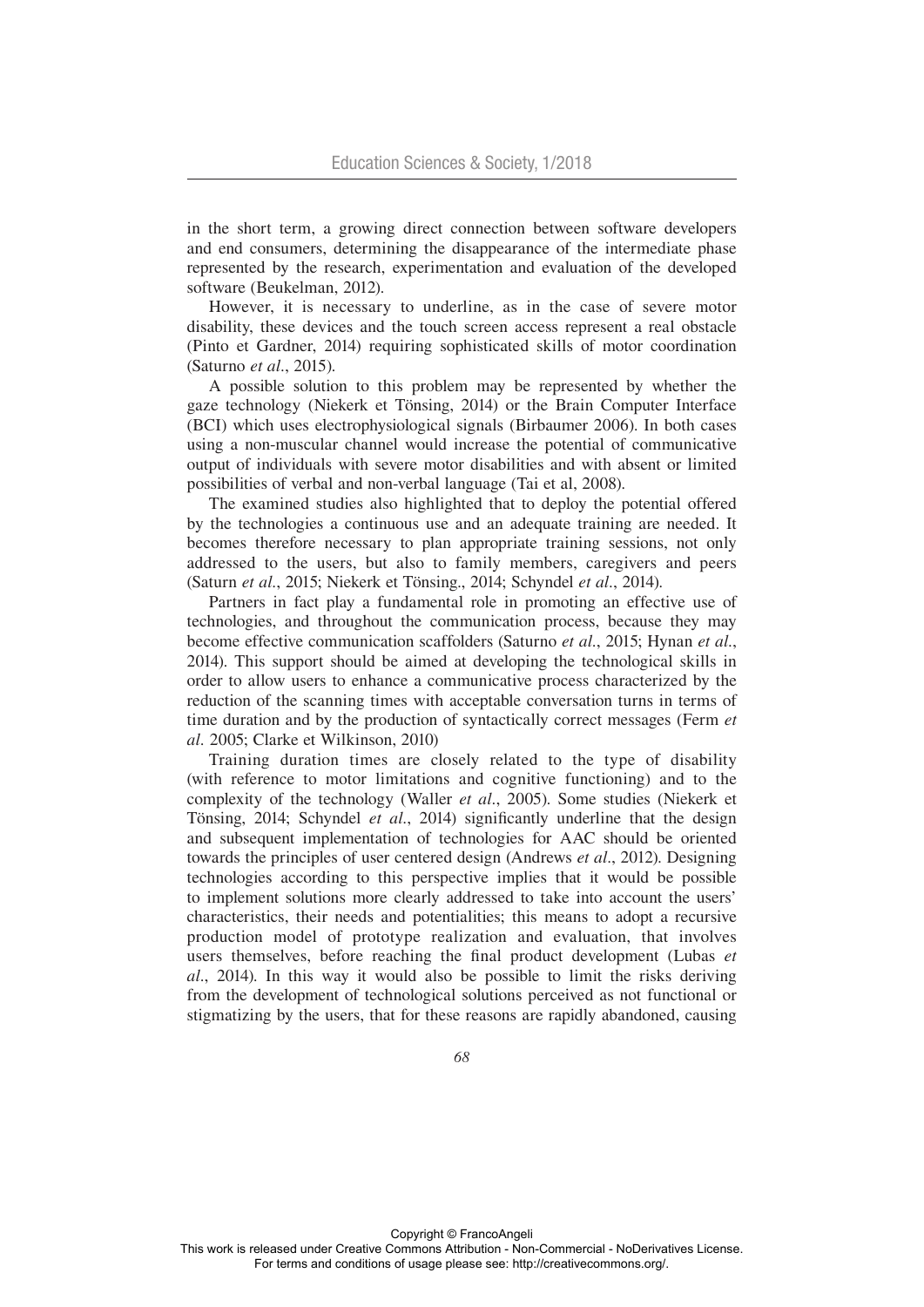in the short term, a growing direct connection between software developers and end consumers, determining the disappearance of the intermediate phase represented by the research, experimentation and evaluation of the developed software (Beukelman, 2012).

However, it is necessary to underline, as in the case of severe motor disability, these devices and the touch screen access represent a real obstacle (Pinto et Gardner, 2014) requiring sophisticated skills of motor coordination (Saturno *et al.*, 2015).

A possible solution to this problem may be represented by whether the gaze technology (Niekerk et Tönsing, 2014) or the Brain Computer Interface (BCI) which uses electrophysiological signals (Birbaumer 2006). In both cases using a non-muscular channel would increase the potential of communicative output of individuals with severe motor disabilities and with absent or limited possibilities of verbal and non-verbal language (Tai et al, 2008).

The examined studies also highlighted that to deploy the potential offered by the technologies a continuous use and an adequate training are needed. It becomes therefore necessary to plan appropriate training sessions, not only addressed to the users, but also to family members, caregivers and peers (Saturn *et al.*, 2015; Niekerk et Tönsing., 2014; Schyndel *et al.*, 2014).

Partners in fact play a fundamental role in promoting an effective use of technologies, and throughout the communication process, because they may become effective communication scaffolders (Saturno *et al.*, 2015; Hynan *et al.*, 2014). This support should be aimed at developing the technological skills in order to allow users to enhance a communicative process characterized by the reduction of the scanning times with acceptable conversation turns in terms of time duration and by the production of syntactically correct messages (Ferm *et al.* 2005; Clarke et Wilkinson, 2010)

Training duration times are closely related to the type of disability (with reference to motor limitations and cognitive functioning) and to the complexity of the technology (Waller *et al.*, 2005). Some studies (Niekerk et Tönsing, 2014; Schyndel *et al.*, 2014) significantly underline that the design and subsequent implementation of technologies for AAC should be oriented towards the principles of user centered design (Andrews *et al.*, 2012). Designing technologies according to this perspective implies that it would be possible to implement solutions more clearly addressed to take into account the users' characteristics, their needs and potentialities; this means to adopt a recursive production model of prototype realization and evaluation, that involves users themselves, before reaching the final product development (Lubas *et al.*, 2014). In this way it would also be possible to limit the risks deriving from the development of technological solutions perceived as not functional or stigmatizing by the users, that for these reasons are rapidly abandoned, causing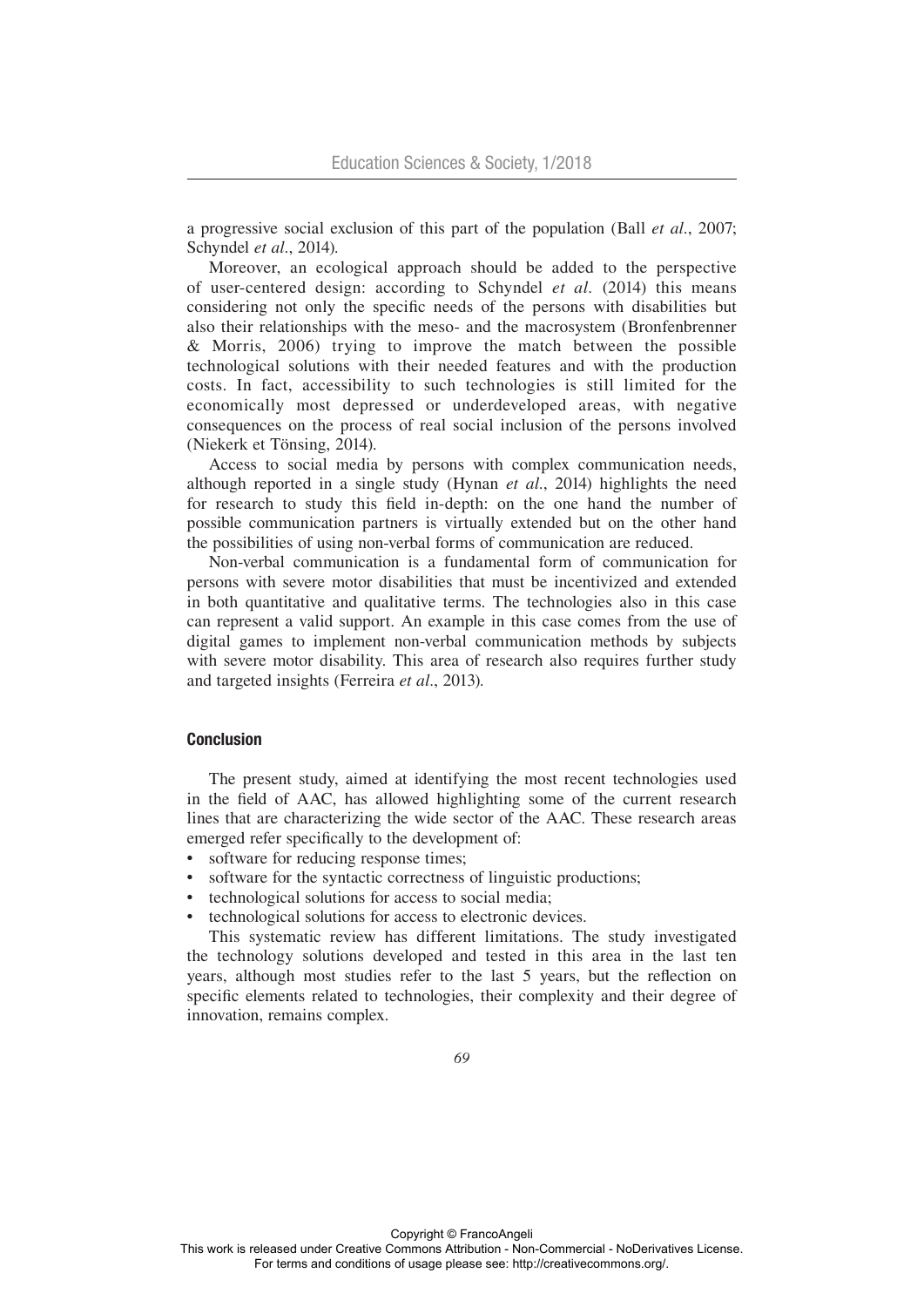a progressive social exclusion of this part of the population (Ball *et al*., 2007; Schyndel *et al*., 2014).

Moreover, an ecological approach should be added to the perspective of user-centered design: according to Schyndel *et al.* (2014) this means considering not only the specific needs of the persons with disabilities but also their relationships with the meso- and the macrosystem (Bronfenbrenner & Morris, 2006) trying to improve the match between the possible technological solutions with their needed features and with the production costs. In fact, accessibility to such technologies is still limited for the economically most depressed or underdeveloped areas, with negative consequences on the process of real social inclusion of the persons involved (Niekerk et Tönsing, 2014).

Access to social media by persons with complex communication needs, although reported in a single study (Hynan *et al*., 2014) highlights the need for research to study this field in-depth: on the one hand the number of possible communication partners is virtually extended but on the other hand the possibilities of using non-verbal forms of communication are reduced.

Non-verbal communication is a fundamental form of communication for persons with severe motor disabilities that must be incentivized and extended in both quantitative and qualitative terms. The technologies also in this case can represent a valid support. An example in this case comes from the use of digital games to implement non-verbal communication methods by subjects with severe motor disability. This area of research also requires further study and targeted insights (Ferreira *et al*., 2013).

## Conclusion

The present study, aimed at identifying the most recent technologies used in the field of AAC, has allowed highlighting some of the current research lines that are characterizing the wide sector of the AAC. These research areas emerged refer specifically to the development of:

- software for reducing response times;
- software for the syntactic correctness of linguistic productions;
- technological solutions for access to social media;
- technological solutions for access to electronic devices.

This systematic review has different limitations. The study investigated the technology solutions developed and tested in this area in the last ten years, although most studies refer to the last 5 years, but the reflection on specific elements related to technologies, their complexity and their degree of innovation, remains complex.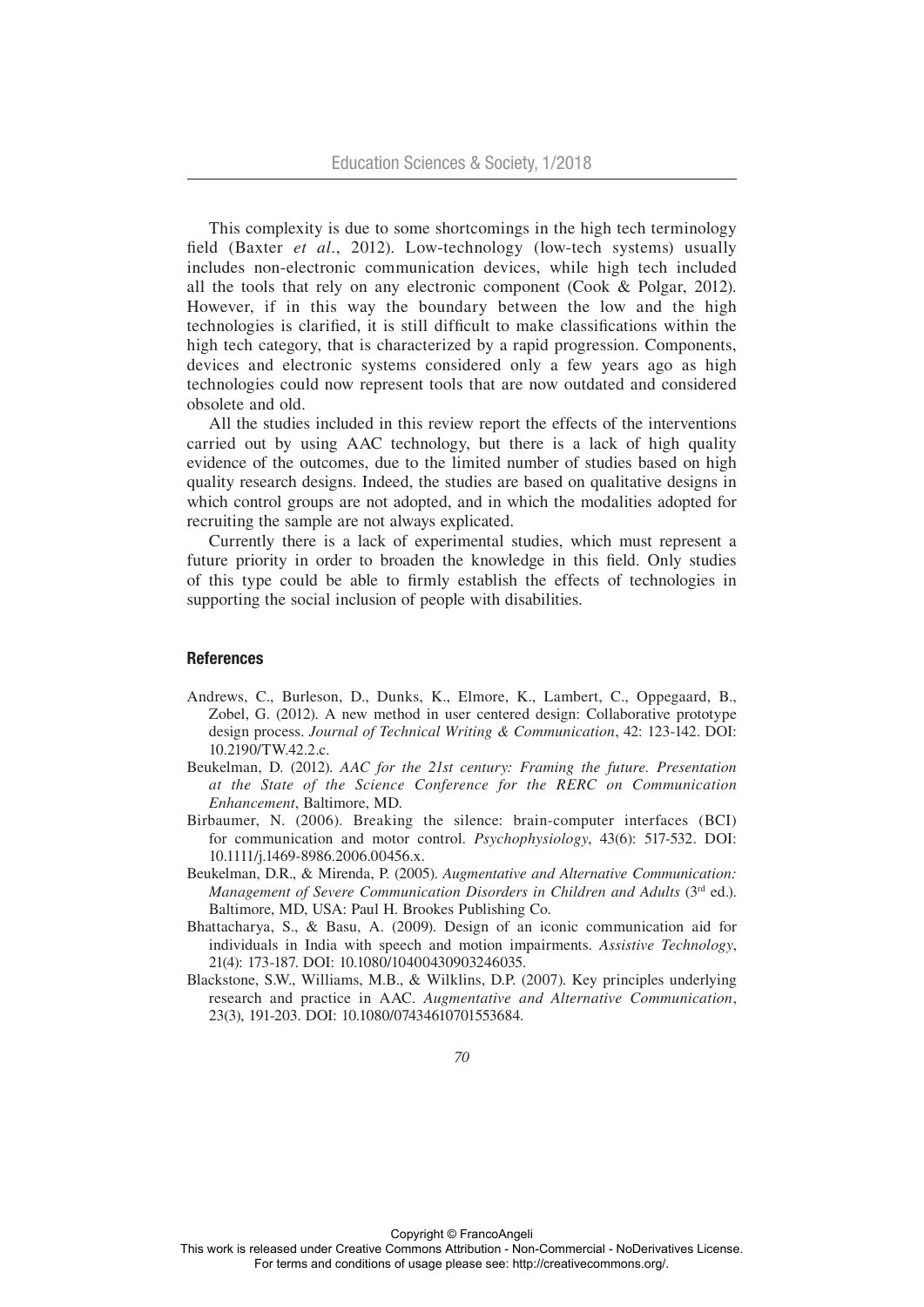This complexity is due to some shortcomings in the high tech terminology field (Baxter *et al.*, 2012). Low-technology (low-tech systems) usually includes non-electronic communication devices, while high tech included all the tools that rely on any electronic component (Cook & Polgar, 2012). However, if in this way the boundary between the low and the high technologies is clarified, it is still difficult to make classifications within the high tech category, that is characterized by a rapid progression. Components, devices and electronic systems considered only a few years ago as high technologies could now represent tools that are now outdated and considered obsolete and old.

All the studies included in this review report the effects of the interventions carried out by using AAC technology, but there is a lack of high quality evidence of the outcomes, due to the limited number of studies based on high quality research designs. Indeed, the studies are based on qualitative designs in which control groups are not adopted, and in which the modalities adopted for recruiting the sample are not always explicated.

Currently there is a lack of experimental studies, which must represent a future priority in order to broaden the knowledge in this field. Only studies of this type could be able to firmly establish the effects of technologies in supporting the social inclusion of people with disabilities.

## References

Andrews, C., Burleson, D., Dunks, K., Elmore, K., Lambert, C., Oppegaard, B., Zobel, G. (2012). A new method in user centered design: Collaborative prototype design process. *Journal of Technical Writing & Communication*, 42: 123-142. DOI: 10.2190/TW.42.2.c.

Beukelman, D. (2012). *AAC for the 21st century: Framing the future. Presentation at the State of the Science Conference for the RERC on Communication Enhancement*, Baltimore, MD.

Birbaumer, N. (2006). Breaking the silence: brain-computer interfaces (BCI) for communication and motor control. *Psychophysiology*, 43(6): 517-532. DOI: 10.1111/j.1469-8986.2006.00456.x.

Beukelman, D.R., & Mirenda, P. (2005). *Augmentative and Alternative Communication: Management of Severe Communication Disorders in Children and Adults* (3rd ed.). Baltimore, MD, USA: Paul H. Brookes Publishing Co.

Bhattacharya, S., & Basu, A. (2009). Design of an iconic communication aid for individuals in India with speech and motion impairments. *Assistive Technology*, 21(4): 173-187. DOI: 10.1080/10400430903246035.

Blackstone, S.W., Williams, M.B., & Wilklins, D.P. (2007). Key principles underlying research and practice in AAC. *Augmentative and Alternative Communication*, 23(3), 191-203. DOI: 10.1080/07434610701553684.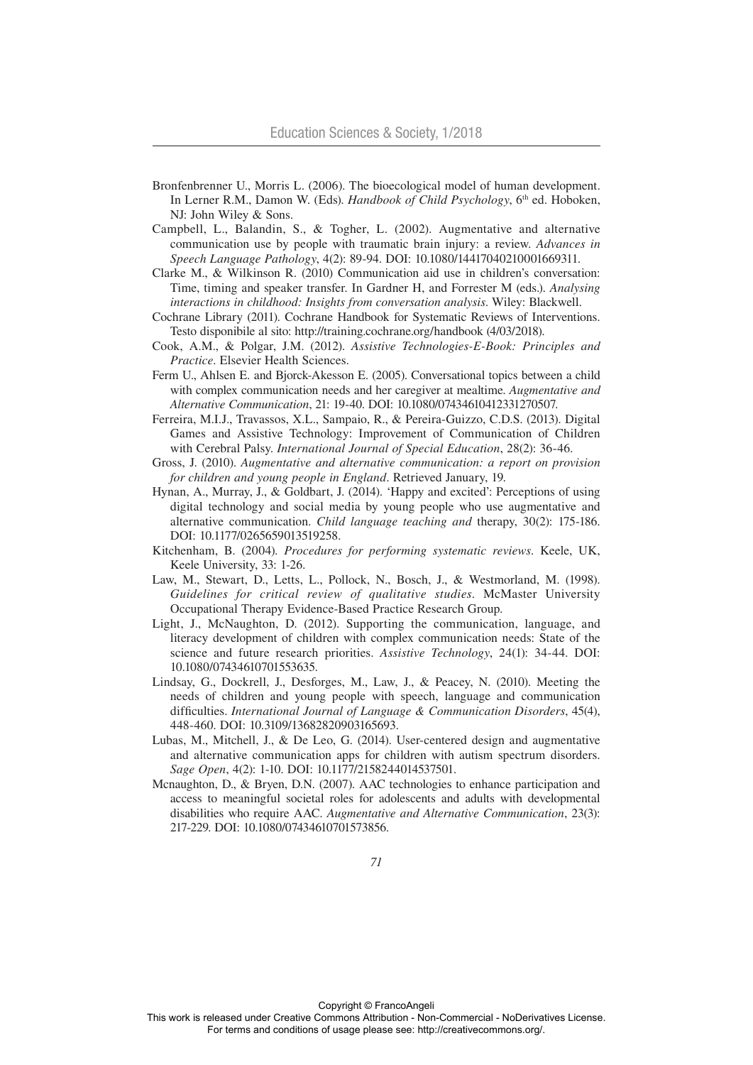Bronfenbrenner U., Morris L. (2006). The bioecological model of human development. In Lerner R.M., Damon W. (Eds). *Handbook of Child Psychology*, 6th ed. Hoboken, NJ: John Wiley & Sons.

Campbell, L., Balandin, S., & Togher, L. (2002). Augmentative and alternative communication use by people with traumatic brain injury: a review. *Advances in Speech Language Pathology*, 4(2): 89-94. DOI: 10.1080/14417040210001669311.

Clarke M., & Wilkinson R. (2010) Communication aid use in children's conversation: Time, timing and speaker transfer. In Gardner H, and Forrester M (eds.). *Analysing interactions in childhood: Insights from conversation analysis*. Wiley: Blackwell.

Cochrane Library (2011). Cochrane Handbook for Systematic Reviews of Interventions. Testo disponibile al sito: http://training.cochrane.org/handbook (4/03/2018).

Cook, A.M., & Polgar, J.M. (2012). *Assistive Technologies-E-Book: Principles and Practice*. Elsevier Health Sciences.

Ferm U., Ahlsen E. and Bjorck-Akesson E. (2005). Conversational topics between a child with complex communication needs and her caregiver at mealtime. *Augmentative and Alternative Communication*, 21: 19-40. DOI: 10.1080/07434610412331270507.

Ferreira, M.I.J., Travassos, X.L., Sampaio, R., & Pereira-Guizzo, C.D.S. (2013). Digital Games and Assistive Technology: Improvement of Communication of Children with Cerebral Palsy. *International Journal of Special Education*, 28(2): 36-46.

Gross, J. (2010). *Augmentative and alternative communication: a report on provision for children and young people in England*. Retrieved January, 19.

Hynan, A., Murray, J., & Goldbart, J. (2014). 'Happy and excited': Perceptions of using digital technology and social media by young people who use augmentative and alternative communication. *Child language teaching and* therapy, 30(2): 175-186. DOI: 10.1177/0265659013519258.

Kitchenham, B. (2004). *Procedures for performing systematic reviews*. Keele, UK, Keele University, 33: 1-26.

Law, M., Stewart, D., Letts, L., Pollock, N., Bosch, J., & Westmorland, M. (1998). *Guidelines for critical review of qualitative studies*. McMaster University Occupational Therapy Evidence-Based Practice Research Group.

Light, J., McNaughton, D. (2012). Supporting the communication, language, and literacy development of children with complex communication needs: State of the science and future research priorities. *Assistive Technology*, 24(1): 34-44. DOI: 10.1080/07434610701553635.

Lindsay, G., Dockrell, J., Desforges, M., Law, J., & Peacey, N. (2010). Meeting the needs of children and young people with speech, language and communication difficulties. *International Journal of Language & Communication Disorders*, 45(4), 448-460. DOI: 10.3109/13682820903165693.

Lubas, M., Mitchell, J., & De Leo, G. (2014). User-centered design and augmentative and alternative communication apps for children with autism spectrum disorders. *Sage Open*, 4(2): 1-10. DOI: 10.1177/2158244014537501.

Mcnaughton, D., & Bryen, D.N. (2007). AAC technologies to enhance participation and access to meaningful societal roles for adolescents and adults with developmental disabilities who require AAC. *Augmentative and Alternative Communication*, 23(3): 217-229. DOI: 10.1080/07434610701573856.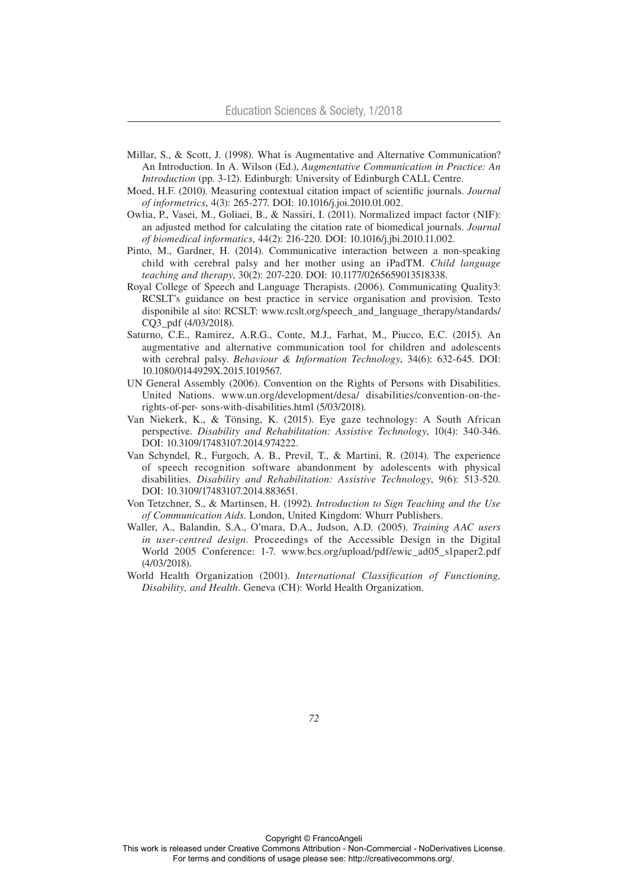Millar, S., & Scott, J. (1998). What is Augmentative and Alternative Communication? An Introduction. In A. Wilson (Ed.), *Augmentative Communication in Practice: An Introduction* (pp. 3-12). Edinburgh: University of Edinburgh CALL Centre.

Moed, H.F. (2010). Measuring contextual citation impact of scientific journals. *Journal of informetrics*, 4(3): 265-277. DOI: 10.1016/j.joi.2010.01.002.

Owlia, P., Vasei, M., Goliaei, B., & Nassiri, I. (2011). Normalized impact factor (NIF): an adjusted method for calculating the citation rate of biomedical journals. *Journal of biomedical informatics*, 44(2): 216-220. DOI: 10.1016/j.jbi.2010.11.002.

Pinto, M., Gardner, H. (2014). Communicative interaction between a non-speaking child with cerebral palsy and her mother using an iPadTM. *Child language teaching and therapy*, 30(2): 207-220. DOI: 10.1177/0265659013518338.

Royal College of Speech and Language Therapists. (2006). Communicating Quality3: RCSLT's guidance on best practice in service organisation and provision. Testo disponibile al sito: RCSLT: www.rcslt.org/speech_and_language_therapy/standards/CQ3_pdf (4/03/2018).

Saturno, C.E., Ramirez, A.R.G., Conte, M.J., Farhat, M., Piucco, E.C. (2015). An augmentative and alternative communication tool for children and adolescents with cerebral palsy. *Behaviour & Information Technology*, 34(6): 632-645. DOI: 10.1080/0144929X.2015.1019567.

UN General Assembly (2006). Convention on the Rights of Persons with Disabilities. United Nations. www.un.org/development/desa/ disabilities/convention-on-the-rights-of-per- sons-with-disabilities.html (5/03/2018).

Van Niekerk, K., & Tönsing, K. (2015). Eye gaze technology: A South African perspective. *Disability and Rehabilitation: Assistive Technology*, 10(4): 340-346. DOI: 10.3109/17483107.2014.974222.

Van Schyndel, R., Furgoch, A. B., Previl, T., & Martini, R. (2014). The experience of speech recognition software abandonment by adolescents with physical disabilities. *Disability and Rehabilitation: Assistive Technology*, 9(6): 513-520. DOI: 10.3109/17483107.2014.883651.

Von Tetzchner, S., & Martinsen, H. (1992). *Introduction to Sign Teaching and the Use of Communication Aids*. London, United Kingdom: Whurr Publishers.

Waller, A., Balandin, S.A., O'mara, D.A., Judson, A.D. (2005). *Training AAC users in user-centred design*. Proceedings of the Accessible Design in the Digital World 2005 Conference: 1-7. www.bcs.org/upload/pdf/ewic_ad05_s1paper2.pdf (4/03/2018).

World Health Organization (2001). *International Classification of Functioning, Disability, and Health*. Geneva (CH): World Health Organization.